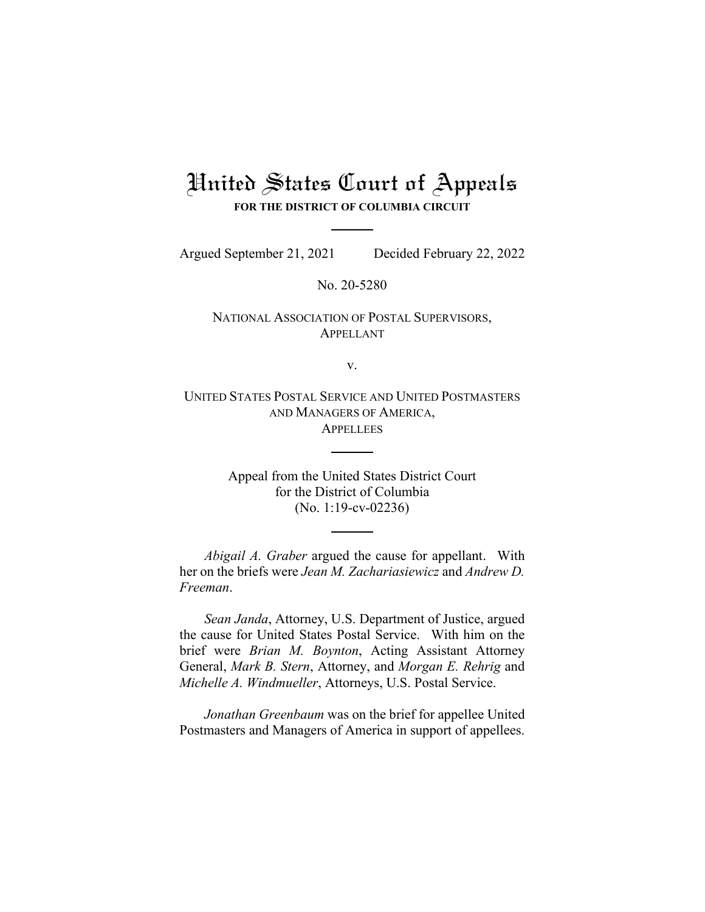# United States Court of Appeals

**FOR THE DISTRICT OF COLUMBIA CIRCUIT**

Argued September 21, 2021 Decided February 22, 2022

No. 20-5280

NATIONAL ASSOCIATION OF POSTAL SUPERVISORS,
APPELLANT

v.

UNITED STATES POSTAL SERVICE AND UNITED POSTMASTERS AND MANAGERS OF AMERICA,
APPELLEES

Appeal from the United States District Court
for the District of Columbia
(No. 1:19-cv-02236)

*Abigail A. Graber* argued the cause for appellant. With her on the briefs were *Jean M. Zachariasiewicz* and *Andrew D. Freeman*.

*Sean Janda*, Attorney, U.S. Department of Justice, argued the cause for United States Postal Service. With him on the brief were *Brian M. Boynton*, Acting Assistant Attorney General, *Mark B. Stern*, Attorney, and *Morgan E. Rehrig* and *Michelle A. Windmueller*, Attorneys, U.S. Postal Service.

*Jonathan Greenbaum* was on the brief for appellee United Postmasters and Managers of America in support of appellees.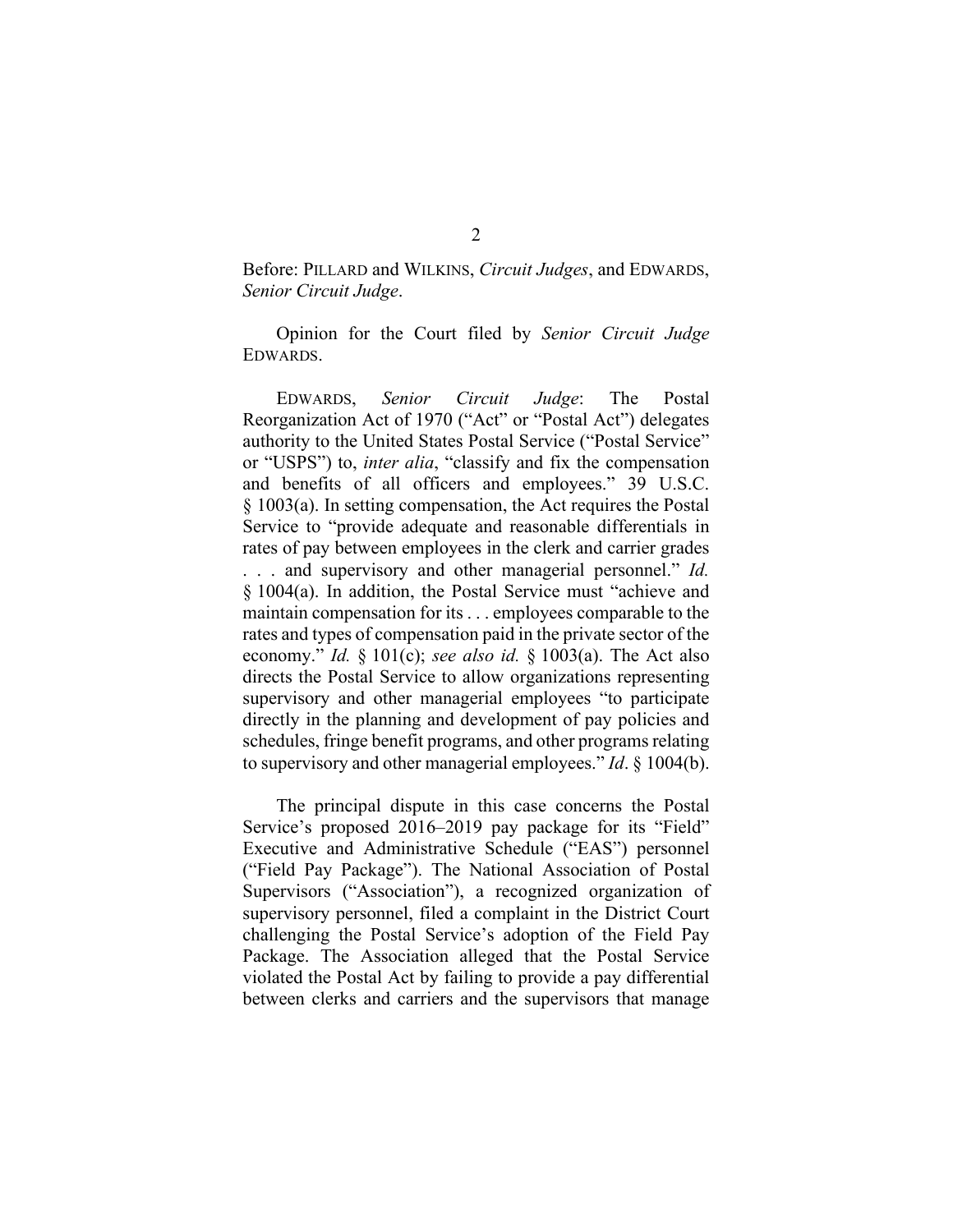Before: PILLARD and WILKINS, *Circuit Judges*, and EDWARDS, *Senior Circuit Judge*.

Opinion for the Court filed by *Senior Circuit Judge* EDWARDS.

EDWARDS, *Senior Circuit Judge*: The Postal Reorganization Act of 1970 ("Act" or "Postal Act") delegates authority to the United States Postal Service ("Postal Service" or "USPS") to, *inter alia*, "classify and fix the compensation and benefits of all officers and employees." 39 U.S.C. § 1003(a). In setting compensation, the Act requires the Postal Service to "provide adequate and reasonable differentials in rates of pay between employees in the clerk and carrier grades . . . and supervisory and other managerial personnel." *Id.* § 1004(a). In addition, the Postal Service must "achieve and maintain compensation for its . . . employees comparable to the rates and types of compensation paid in the private sector of the economy." *Id.* § 101(c); *see also id.* § 1003(a). The Act also directs the Postal Service to allow organizations representing supervisory and other managerial employees "to participate directly in the planning and development of pay policies and schedules, fringe benefit programs, and other programs relating to supervisory and other managerial employees." *Id*. § 1004(b).

The principal dispute in this case concerns the Postal Service's proposed 2016–2019 pay package for its "Field" Executive and Administrative Schedule ("EAS") personnel ("Field Pay Package"). The National Association of Postal Supervisors ("Association"), a recognized organization of supervisory personnel, filed a complaint in the District Court challenging the Postal Service's adoption of the Field Pay Package. The Association alleged that the Postal Service violated the Postal Act by failing to provide a pay differential between clerks and carriers and the supervisors that manage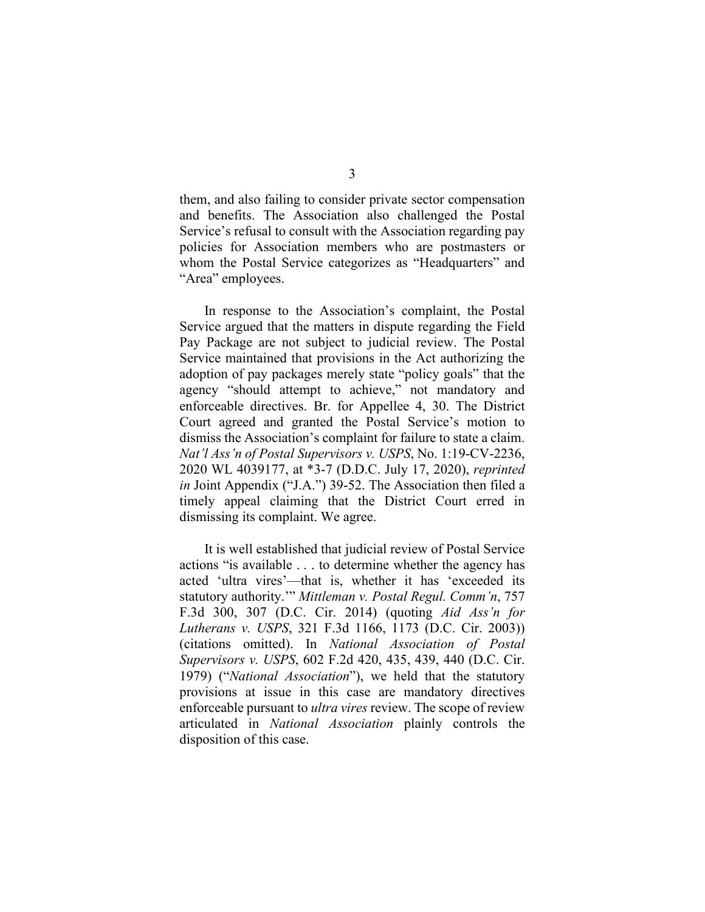them, and also failing to consider private sector compensation and benefits. The Association also challenged the Postal Service's refusal to consult with the Association regarding pay policies for Association members who are postmasters or whom the Postal Service categorizes as "Headquarters" and "Area" employees.

In response to the Association's complaint, the Postal Service argued that the matters in dispute regarding the Field Pay Package are not subject to judicial review. The Postal Service maintained that provisions in the Act authorizing the adoption of pay packages merely state "policy goals" that the agency "should attempt to achieve," not mandatory and enforceable directives. Br. for Appellee 4, 30. The District Court agreed and granted the Postal Service's motion to dismiss the Association's complaint for failure to state a claim. *Nat'l Ass'n of Postal Supervisors v. USPS*, No. 1:19-CV-2236, 2020 WL 4039177, at *3-7 (D.D.C. July 17, 2020), *reprinted in* Joint Appendix ("J.A.") 39-52. The Association then filed a timely appeal claiming that the District Court erred in dismissing its complaint. We agree.

It is well established that judicial review of Postal Service actions "is available . . . to determine whether the agency has acted 'ultra vires'—that is, whether it has 'exceeded its statutory authority.'" *Mittleman v. Postal Regul. Comm'n*, 757 F.3d 300, 307 (D.C. Cir. 2014) (quoting *Aid Ass'n for Lutherans v. USPS*, 321 F.3d 1166, 1173 (D.C. Cir. 2003)) (citations omitted). In *National Association of Postal Supervisors v. USPS*, 602 F.2d 420, 435, 439, 440 (D.C. Cir. 1979) ("*National Association*"), we held that the statutory provisions at issue in this case are mandatory directives enforceable pursuant to *ultra vires* review. The scope of review articulated in *National Association* plainly controls the disposition of this case.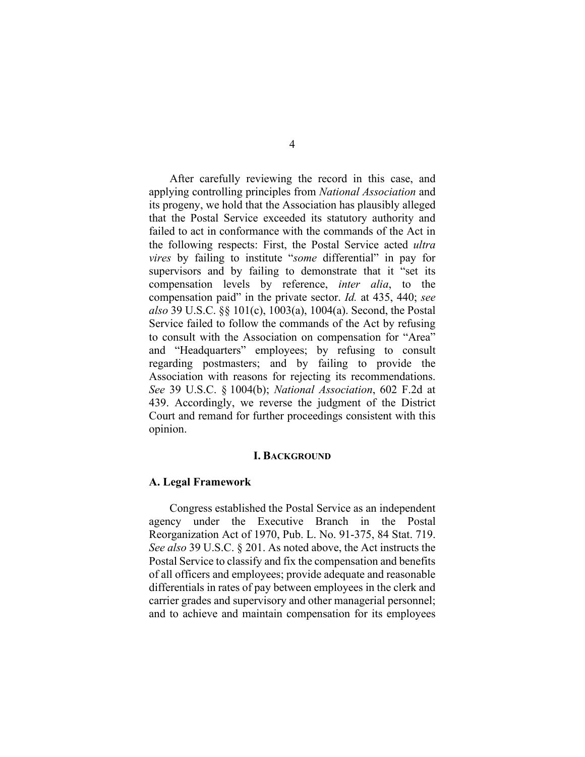After carefully reviewing the record in this case, and applying controlling principles from *National Association* and its progeny, we hold that the Association has plausibly alleged that the Postal Service exceeded its statutory authority and failed to act in conformance with the commands of the Act in the following respects: First, the Postal Service acted *ultra vires* by failing to institute "*some* differential" in pay for supervisors and by failing to demonstrate that it "set its compensation levels by reference, *inter alia*, to the compensation paid" in the private sector. *Id.* at 435, 440; *see also* 39 U.S.C. §§ 101(c), 1003(a), 1004(a). Second, the Postal Service failed to follow the commands of the Act by refusing to consult with the Association on compensation for "Area" and "Headquarters" employees; by refusing to consult regarding postmasters; and by failing to provide the Association with reasons for rejecting its recommendations. *See* 39 U.S.C. § 1004(b); *National Association*, 602 F.2d at 439. Accordingly, we reverse the judgment of the District Court and remand for further proceedings consistent with this opinion.

## I. BACKGROUND

### A. Legal Framework

Congress established the Postal Service as an independent agency under the Executive Branch in the Postal Reorganization Act of 1970, Pub. L. No. 91-375, 84 Stat. 719. *See also* 39 U.S.C. § 201. As noted above, the Act instructs the Postal Service to classify and fix the compensation and benefits of all officers and employees; provide adequate and reasonable differentials in rates of pay between employees in the clerk and carrier grades and supervisory and other managerial personnel; and to achieve and maintain compensation for its employees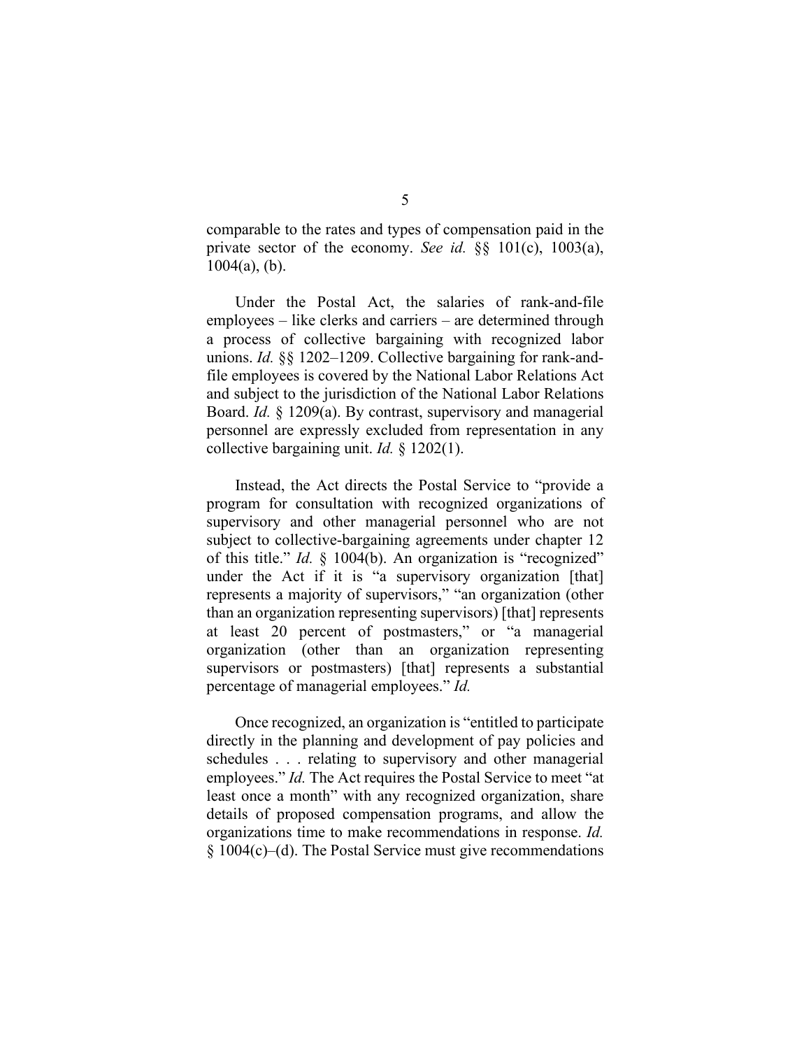comparable to the rates and types of compensation paid in the private sector of the economy. *See id.* §§ 101(c), 1003(a), 1004(a), (b).

Under the Postal Act, the salaries of rank-and-file employees – like clerks and carriers – are determined through a process of collective bargaining with recognized labor unions. *Id.* §§ 1202–1209. Collective bargaining for rank-and-file employees is covered by the National Labor Relations Act and subject to the jurisdiction of the National Labor Relations Board. *Id.* § 1209(a). By contrast, supervisory and managerial personnel are expressly excluded from representation in any collective bargaining unit. *Id.* § 1202(1).

Instead, the Act directs the Postal Service to "provide a program for consultation with recognized organizations of supervisory and other managerial personnel who are not subject to collective-bargaining agreements under chapter 12 of this title." *Id.* § 1004(b). An organization is "recognized" under the Act if it is "a supervisory organization [that] represents a majority of supervisors," "an organization (other than an organization representing supervisors) [that] represents at least 20 percent of postmasters," or "a managerial organization (other than an organization representing supervisors or postmasters) [that] represents a substantial percentage of managerial employees." *Id.*

Once recognized, an organization is "entitled to participate directly in the planning and development of pay policies and schedules . . . relating to supervisory and other managerial employees." *Id.* The Act requires the Postal Service to meet "at least once a month" with any recognized organization, share details of proposed compensation programs, and allow the organizations time to make recommendations in response. *Id.* § 1004(c)–(d). The Postal Service must give recommendations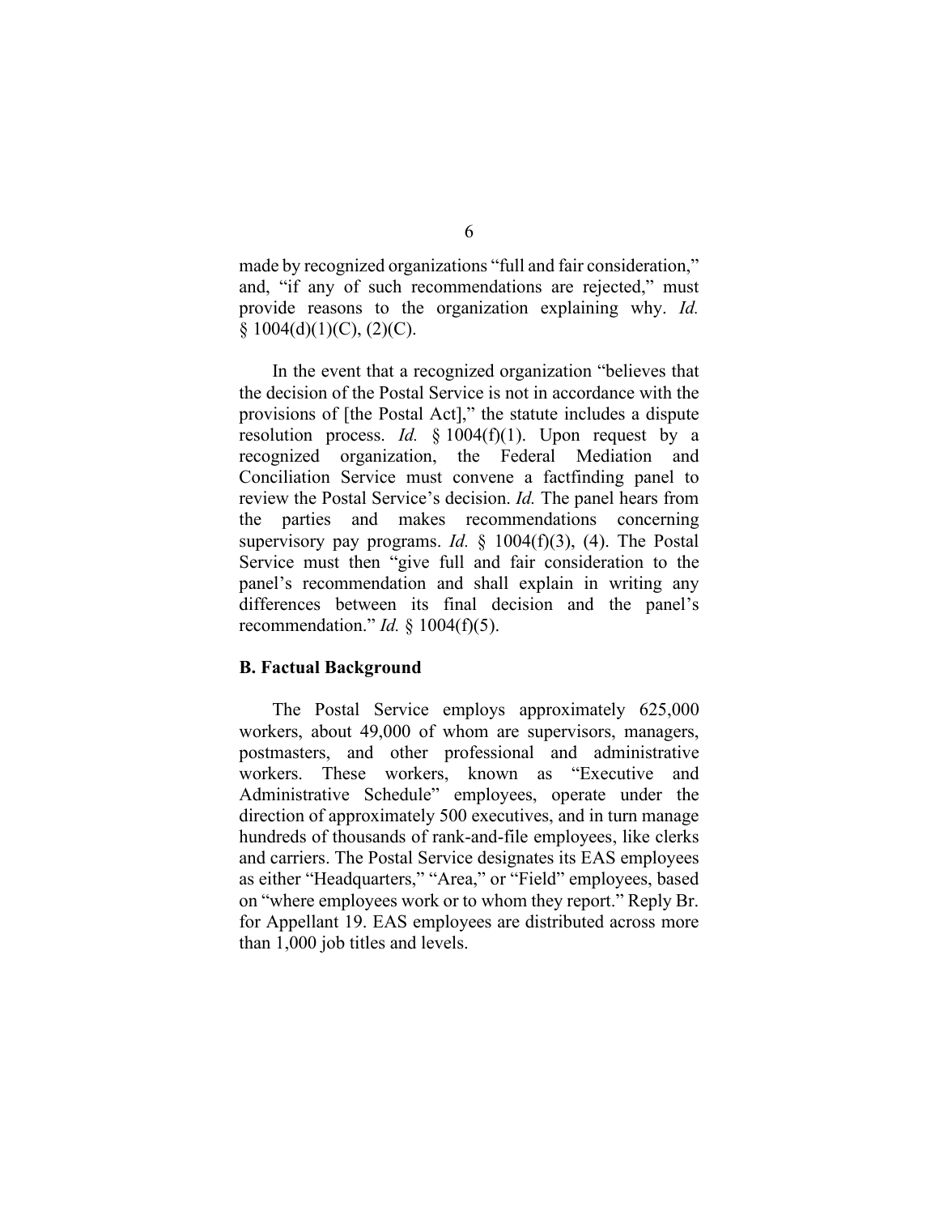made by recognized organizations "full and fair consideration," and, "if any of such recommendations are rejected," must provide reasons to the organization explaining why. *Id.* § 1004(d)(1)(C), (2)(C).

In the event that a recognized organization "believes that the decision of the Postal Service is not in accordance with the provisions of [the Postal Act]," the statute includes a dispute resolution process. *Id.* § 1004(f)(1). Upon request by a recognized organization, the Federal Mediation and Conciliation Service must convene a factfinding panel to review the Postal Service's decision. *Id.* The panel hears from the parties and makes recommendations concerning supervisory pay programs. *Id.* § 1004(f)(3), (4). The Postal Service must then "give full and fair consideration to the panel's recommendation and shall explain in writing any differences between its final decision and the panel's recommendation." *Id.* § 1004(f)(5).

### B. Factual Background

The Postal Service employs approximately 625,000 workers, about 49,000 of whom are supervisors, managers, postmasters, and other professional and administrative workers. These workers, known as "Executive and Administrative Schedule" employees, operate under the direction of approximately 500 executives, and in turn manage hundreds of thousands of rank-and-file employees, like clerks and carriers. The Postal Service designates its EAS employees as either "Headquarters," "Area," or "Field" employees, based on "where employees work or to whom they report." Reply Br. for Appellant 19. EAS employees are distributed across more than 1,000 job titles and levels.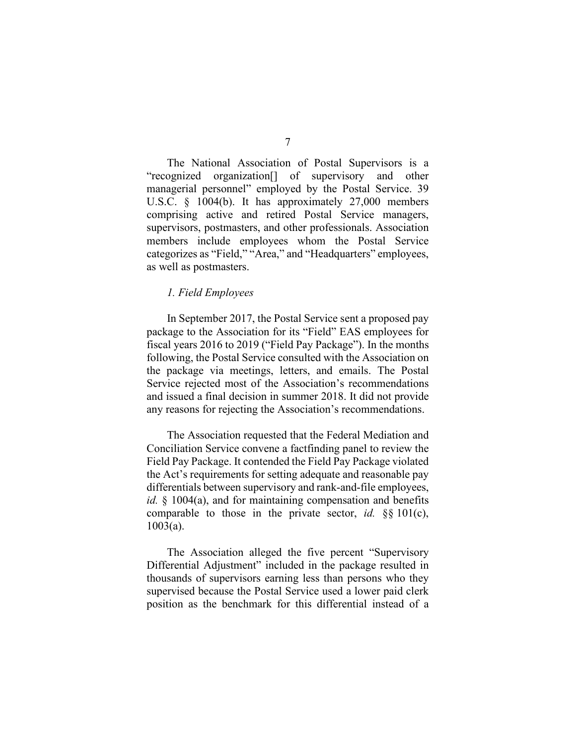The National Association of Postal Supervisors is a "recognized organization[] of supervisory and other managerial personnel" employed by the Postal Service. 39 U.S.C. § 1004(b). It has approximately 27,000 members comprising active and retired Postal Service managers, supervisors, postmasters, and other professionals. Association members include employees whom the Postal Service categorizes as "Field," "Area," and "Headquarters" employees, as well as postmasters.

*1. Field Employees*

In September 2017, the Postal Service sent a proposed pay package to the Association for its "Field" EAS employees for fiscal years 2016 to 2019 ("Field Pay Package"). In the months following, the Postal Service consulted with the Association on the package via meetings, letters, and emails. The Postal Service rejected most of the Association's recommendations and issued a final decision in summer 2018. It did not provide any reasons for rejecting the Association's recommendations.

The Association requested that the Federal Mediation and Conciliation Service convene a factfinding panel to review the Field Pay Package. It contended the Field Pay Package violated the Act's requirements for setting adequate and reasonable pay differentials between supervisory and rank-and-file employees, *id.* § 1004(a), and for maintaining compensation and benefits comparable to those in the private sector, *id.* §§ 101(c), 1003(a).

The Association alleged the five percent "Supervisory Differential Adjustment" included in the package resulted in thousands of supervisors earning less than persons who they supervised because the Postal Service used a lower paid clerk position as the benchmark for this differential instead of a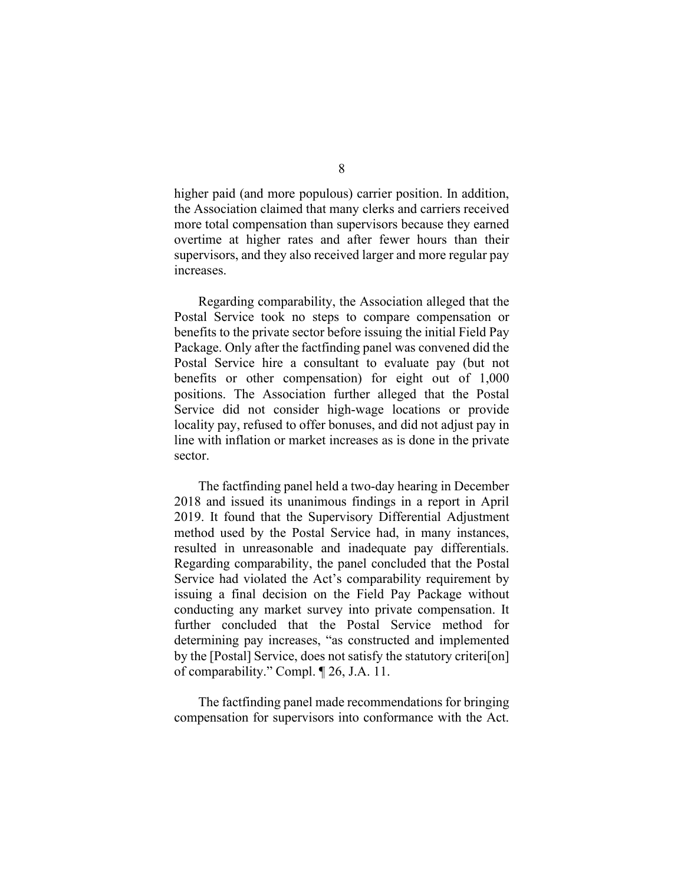higher paid (and more populous) carrier position. In addition, the Association claimed that many clerks and carriers received more total compensation than supervisors because they earned overtime at higher rates and after fewer hours than their supervisors, and they also received larger and more regular pay increases.

Regarding comparability, the Association alleged that the Postal Service took no steps to compare compensation or benefits to the private sector before issuing the initial Field Pay Package. Only after the factfinding panel was convened did the Postal Service hire a consultant to evaluate pay (but not benefits or other compensation) for eight out of 1,000 positions. The Association further alleged that the Postal Service did not consider high-wage locations or provide locality pay, refused to offer bonuses, and did not adjust pay in line with inflation or market increases as is done in the private sector.

The factfinding panel held a two-day hearing in December 2018 and issued its unanimous findings in a report in April 2019. It found that the Supervisory Differential Adjustment method used by the Postal Service had, in many instances, resulted in unreasonable and inadequate pay differentials. Regarding comparability, the panel concluded that the Postal Service had violated the Act's comparability requirement by issuing a final decision on the Field Pay Package without conducting any market survey into private compensation. It further concluded that the Postal Service method for determining pay increases, "as constructed and implemented by the [Postal] Service, does not satisfy the statutory criteri[on] of comparability." Compl. ¶ 26, J.A. 11.

The factfinding panel made recommendations for bringing compensation for supervisors into conformance with the Act.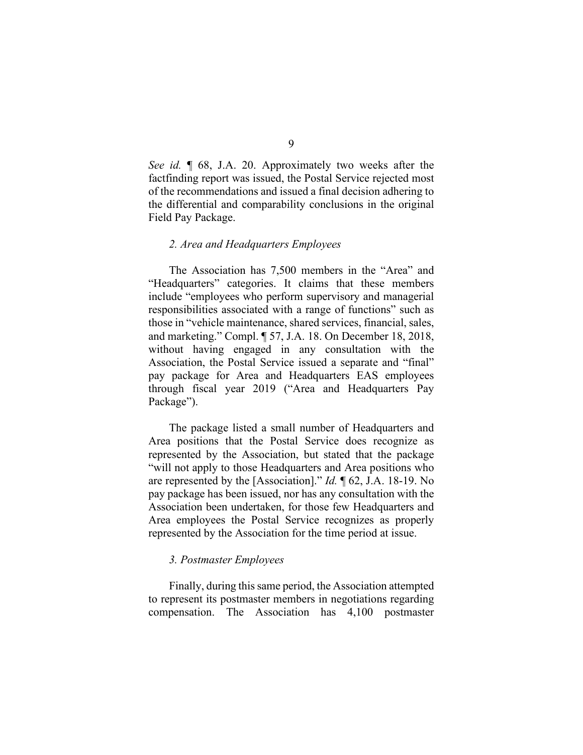*See id.* ¶ 68, J.A. 20. Approximately two weeks after the factfinding report was issued, the Postal Service rejected most of the recommendations and issued a final decision adhering to the differential and comparability conclusions in the original Field Pay Package.

### *2. Area and Headquarters Employees*

The Association has 7,500 members in the "Area" and "Headquarters" categories. It claims that these members include "employees who perform supervisory and managerial responsibilities associated with a range of functions" such as those in "vehicle maintenance, shared services, financial, sales, and marketing." Compl. ¶ 57, J.A. 18. On December 18, 2018, without having engaged in any consultation with the Association, the Postal Service issued a separate and "final" pay package for Area and Headquarters EAS employees through fiscal year 2019 ("Area and Headquarters Pay Package").

The package listed a small number of Headquarters and Area positions that the Postal Service does recognize as represented by the Association, but stated that the package "will not apply to those Headquarters and Area positions who are represented by the [Association]." *Id.* ¶ 62, J.A. 18-19. No pay package has been issued, nor has any consultation with the Association been undertaken, for those few Headquarters and Area employees the Postal Service recognizes as properly represented by the Association for the time period at issue.

### *3. Postmaster Employees*

Finally, during this same period, the Association attempted to represent its postmaster members in negotiations regarding compensation. The Association has 4,100 postmaster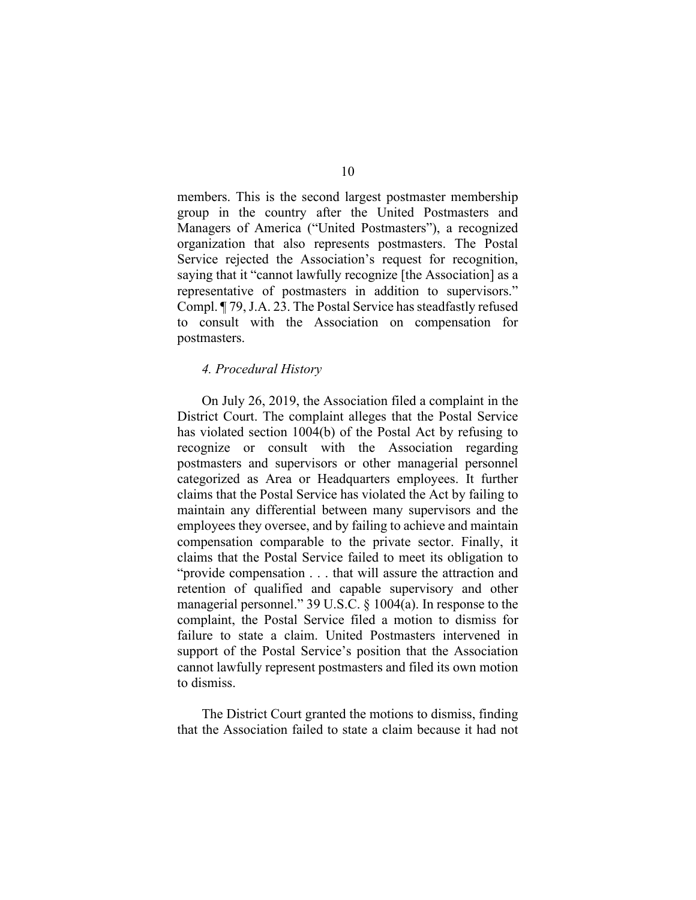members. This is the second largest postmaster membership group in the country after the United Postmasters and Managers of America ("United Postmasters"), a recognized organization that also represents postmasters. The Postal Service rejected the Association's request for recognition, saying that it "cannot lawfully recognize [the Association] as a representative of postmasters in addition to supervisors." Compl. ¶ 79, J.A. 23. The Postal Service has steadfastly refused to consult with the Association on compensation for postmasters.

*4. Procedural History*

On July 26, 2019, the Association filed a complaint in the District Court. The complaint alleges that the Postal Service has violated section 1004(b) of the Postal Act by refusing to recognize or consult with the Association regarding postmasters and supervisors or other managerial personnel categorized as Area or Headquarters employees. It further claims that the Postal Service has violated the Act by failing to maintain any differential between many supervisors and the employees they oversee, and by failing to achieve and maintain compensation comparable to the private sector. Finally, it claims that the Postal Service failed to meet its obligation to "provide compensation . . . that will assure the attraction and retention of qualified and capable supervisory and other managerial personnel." 39 U.S.C. § 1004(a). In response to the complaint, the Postal Service filed a motion to dismiss for failure to state a claim. United Postmasters intervened in support of the Postal Service's position that the Association cannot lawfully represent postmasters and filed its own motion to dismiss.

The District Court granted the motions to dismiss, finding that the Association failed to state a claim because it had not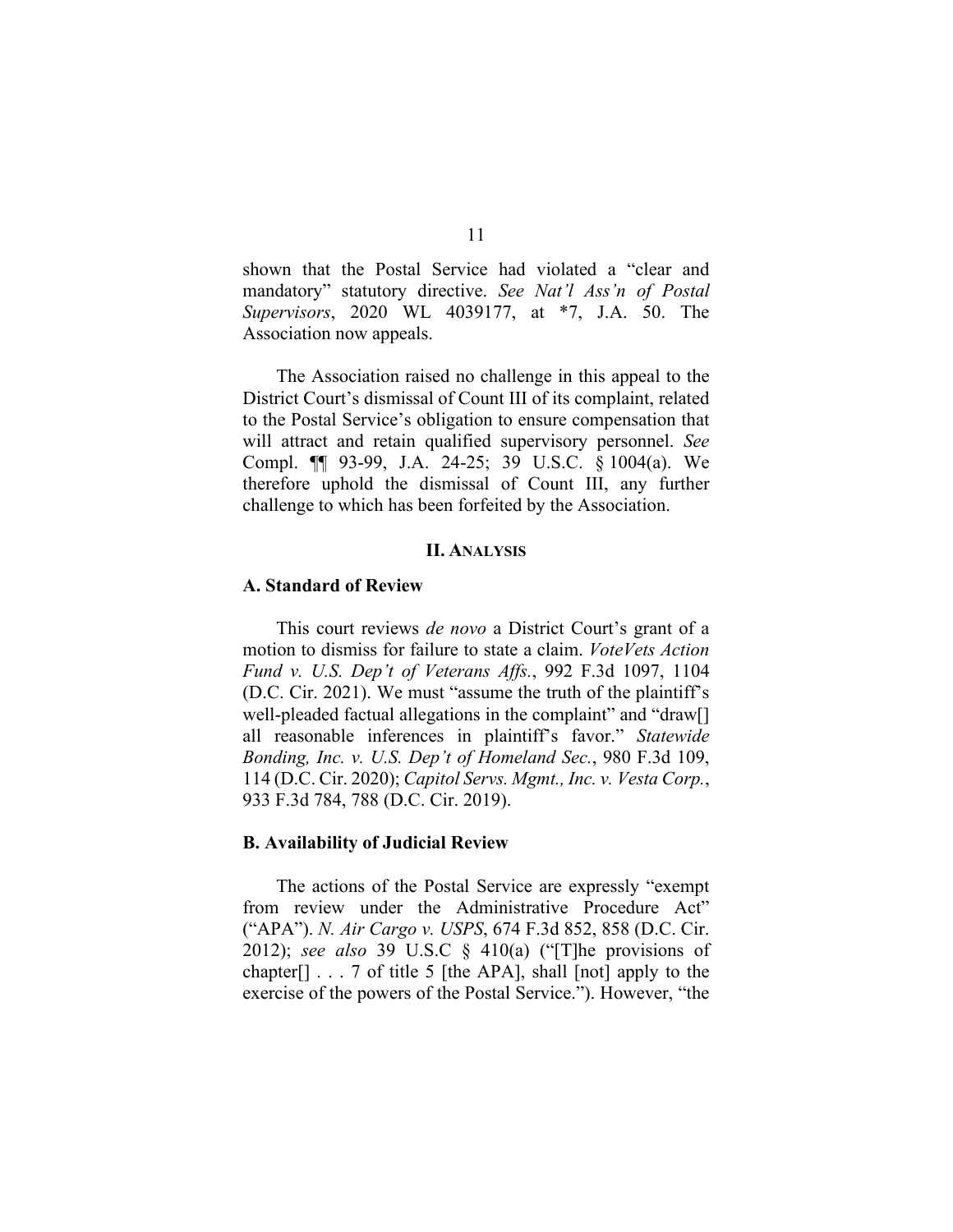shown that the Postal Service had violated a "clear and mandatory" statutory directive. *See Nat'l Ass'n of Postal Supervisors*, 2020 WL 4039177, at *7, J.A. 50. The Association now appeals.

The Association raised no challenge in this appeal to the District Court's dismissal of Count III of its complaint, related to the Postal Service's obligation to ensure compensation that will attract and retain qualified supervisory personnel. *See* Compl. ¶¶ 93-99, J.A. 24-25; 39 U.S.C. § 1004(a). We therefore uphold the dismissal of Count III, any further challenge to which has been forfeited by the Association.

## II. ANALYSIS

### A. Standard of Review

This court reviews *de novo* a District Court's grant of a motion to dismiss for failure to state a claim. *VoteVets Action Fund v. U.S. Dep't of Veterans Affs.*, 992 F.3d 1097, 1104 (D.C. Cir. 2021). We must "assume the truth of the plaintiff's well-pleaded factual allegations in the complaint" and "draw[] all reasonable inferences in plaintiff's favor." *Statewide Bonding, Inc. v. U.S. Dep't of Homeland Sec.*, 980 F.3d 109, 114 (D.C. Cir. 2020); *Capitol Servs. Mgmt., Inc. v. Vesta Corp.*, 933 F.3d 784, 788 (D.C. Cir. 2019).

### B. Availability of Judicial Review

The actions of the Postal Service are expressly "exempt from review under the Administrative Procedure Act" ("APA"). *N. Air Cargo v. USPS*, 674 F.3d 852, 858 (D.C. Cir. 2012); *see also* 39 U.S.C § 410(a) ("[T]he provisions of chapter[] . . . 7 of title 5 [the APA], shall [not] apply to the exercise of the powers of the Postal Service."). However, "the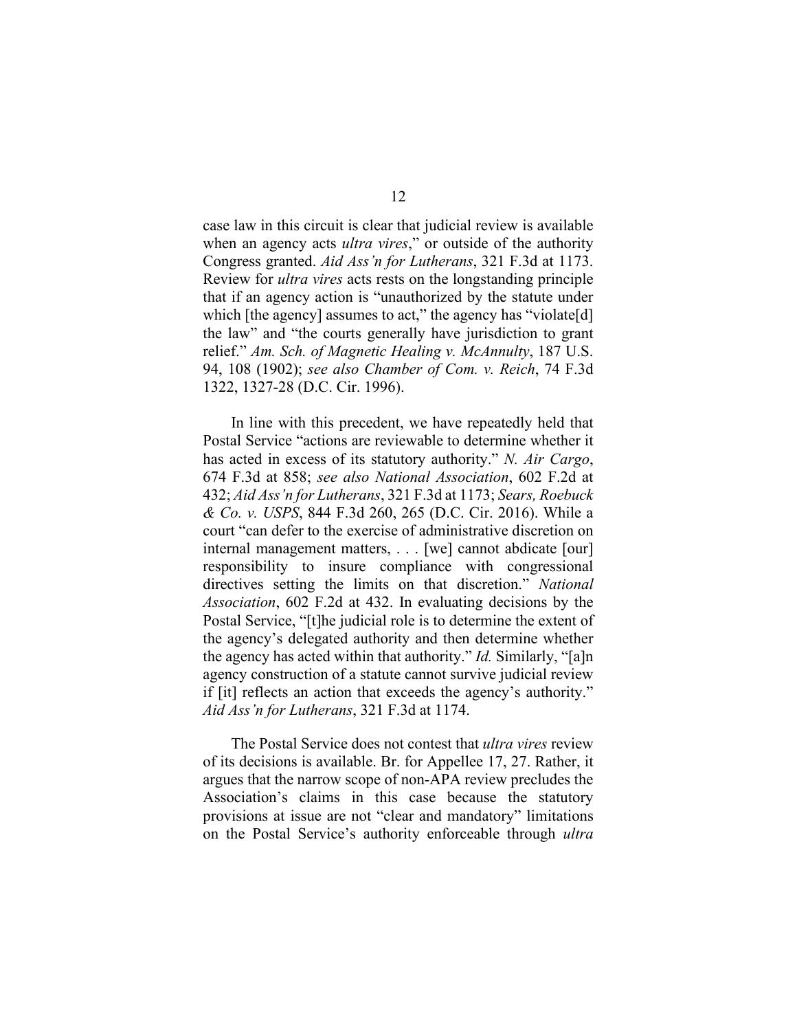case law in this circuit is clear that judicial review is available when an agency acts *ultra vires*," or outside of the authority Congress granted. *Aid Ass'n for Lutherans*, 321 F.3d at 1173. Review for *ultra vires* acts rests on the longstanding principle that if an agency action is "unauthorized by the statute under which [the agency] assumes to act," the agency has "violate[d] the law" and "the courts generally have jurisdiction to grant relief." *Am. Sch. of Magnetic Healing v. McAnnulty*, 187 U.S. 94, 108 (1902); *see also Chamber of Com. v. Reich*, 74 F.3d 1322, 1327-28 (D.C. Cir. 1996).

In line with this precedent, we have repeatedly held that Postal Service "actions are reviewable to determine whether it has acted in excess of its statutory authority." *N. Air Cargo*, 674 F.3d at 858; *see also National Association*, 602 F.2d at 432; *Aid Ass'n for Lutherans*, 321 F.3d at 1173; *Sears, Roebuck & Co. v. USPS*, 844 F.3d 260, 265 (D.C. Cir. 2016). While a court "can defer to the exercise of administrative discretion on internal management matters, . . . [we] cannot abdicate [our] responsibility to insure compliance with congressional directives setting the limits on that discretion." *National Association*, 602 F.2d at 432. In evaluating decisions by the Postal Service, "[t]he judicial role is to determine the extent of the agency's delegated authority and then determine whether the agency has acted within that authority." *Id.* Similarly, "[a]n agency construction of a statute cannot survive judicial review if [it] reflects an action that exceeds the agency's authority." *Aid Ass'n for Lutherans*, 321 F.3d at 1174.

The Postal Service does not contest that *ultra vires* review of its decisions is available. Br. for Appellee 17, 27. Rather, it argues that the narrow scope of non-APA review precludes the Association's claims in this case because the statutory provisions at issue are not "clear and mandatory" limitations on the Postal Service's authority enforceable through *ultra*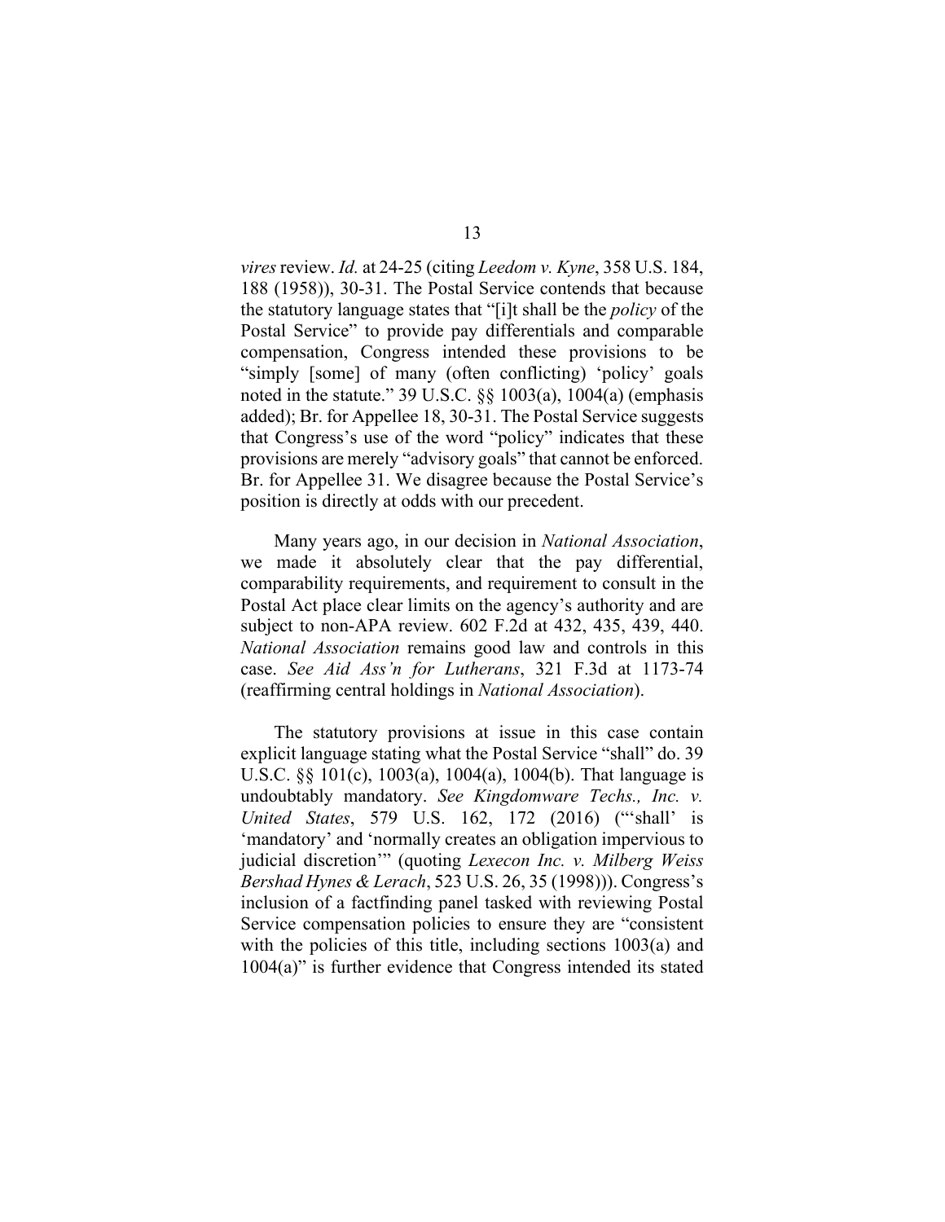*vires* review. *Id.* at 24-25 (citing *Leedom v. Kyne*, 358 U.S. 184, 188 (1958)), 30-31. The Postal Service contends that because the statutory language states that "[i]t shall be the *policy* of the Postal Service" to provide pay differentials and comparable compensation, Congress intended these provisions to be "simply [some] of many (often conflicting) 'policy' goals noted in the statute." 39 U.S.C. §§ 1003(a), 1004(a) (emphasis added); Br. for Appellee 18, 30-31. The Postal Service suggests that Congress's use of the word "policy" indicates that these provisions are merely "advisory goals" that cannot be enforced. Br. for Appellee 31. We disagree because the Postal Service's position is directly at odds with our precedent.

Many years ago, in our decision in *National Association*, we made it absolutely clear that the pay differential, comparability requirements, and requirement to consult in the Postal Act place clear limits on the agency's authority and are subject to non-APA review. 602 F.2d at 432, 435, 439, 440. *National Association* remains good law and controls in this case. *See Aid Ass'n for Lutherans*, 321 F.3d at 1173-74 (reaffirming central holdings in *National Association*).

The statutory provisions at issue in this case contain explicit language stating what the Postal Service "shall" do. 39 U.S.C. §§ 101(c), 1003(a), 1004(a), 1004(b). That language is undoubtably mandatory. *See Kingdomware Techs., Inc. v. United States*, 579 U.S. 162, 172 (2016) ("'shall' is 'mandatory' and 'normally creates an obligation impervious to judicial discretion'" (quoting *Lexecon Inc. v. Milberg Weiss Bershad Hynes & Lerach*, 523 U.S. 26, 35 (1998))). Congress's inclusion of a factfinding panel tasked with reviewing Postal Service compensation policies to ensure they are "consistent with the policies of this title, including sections 1003(a) and 1004(a)" is further evidence that Congress intended its stated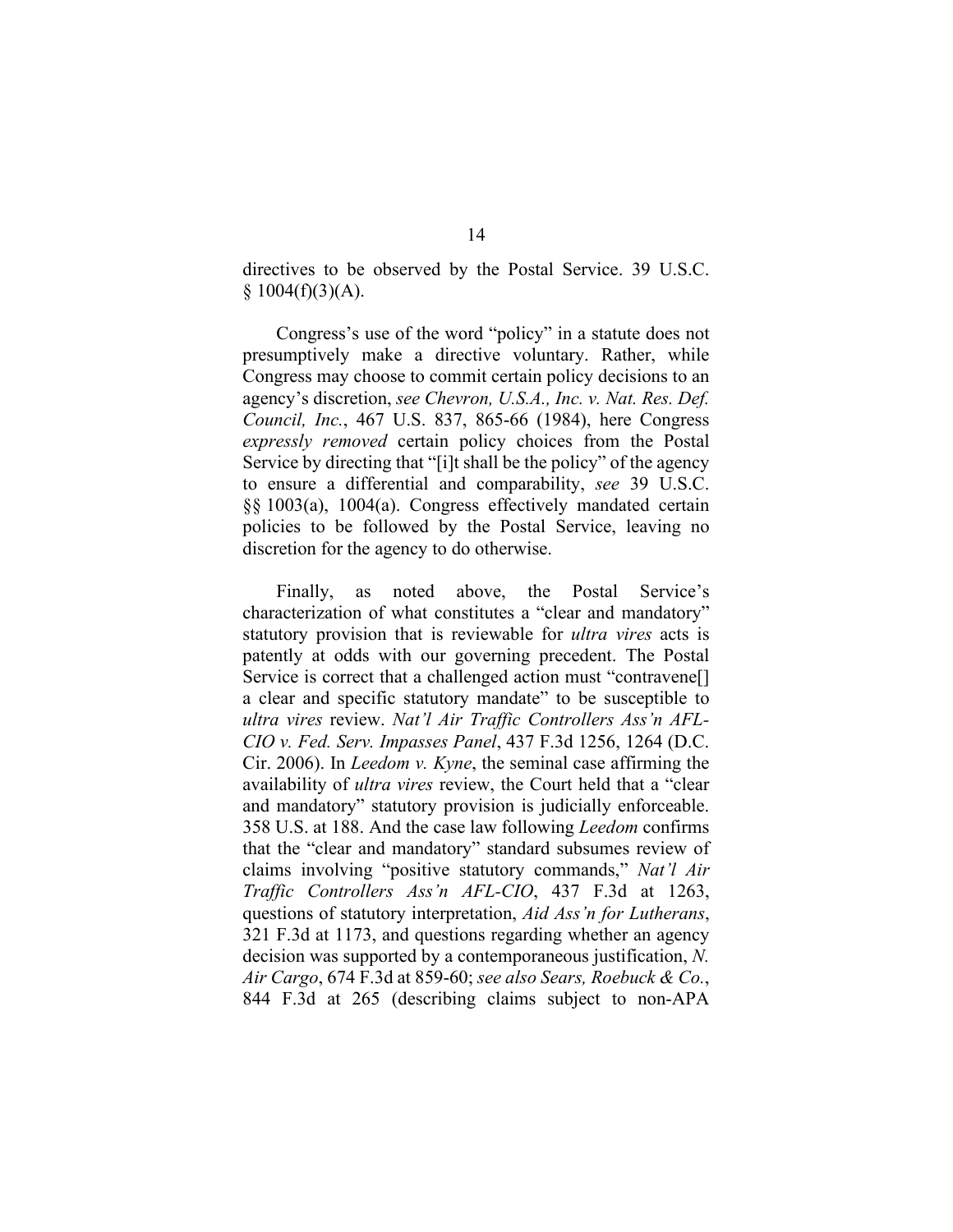directives to be observed by the Postal Service. 39 U.S.C. § 1004(f)(3)(A).

Congress's use of the word "policy" in a statute does not presumptively make a directive voluntary. Rather, while Congress may choose to commit certain policy decisions to an agency's discretion, *see Chevron, U.S.A., Inc. v. Nat. Res. Def. Council, Inc.*, 467 U.S. 837, 865-66 (1984), here Congress *expressly removed* certain policy choices from the Postal Service by directing that "[i]t shall be the policy" of the agency to ensure a differential and comparability, *see* 39 U.S.C. §§ 1003(a), 1004(a). Congress effectively mandated certain policies to be followed by the Postal Service, leaving no discretion for the agency to do otherwise.

Finally, as noted above, the Postal Service's characterization of what constitutes a "clear and mandatory" statutory provision that is reviewable for *ultra vires* acts is patently at odds with our governing precedent. The Postal Service is correct that a challenged action must "contravene[] a clear and specific statutory mandate" to be susceptible to *ultra vires* review. *Nat'l Air Traffic Controllers Ass'n AFL-CIO v. Fed. Serv. Impasses Panel*, 437 F.3d 1256, 1264 (D.C. Cir. 2006). In *Leedom v. Kyne*, the seminal case affirming the availability of *ultra vires* review, the Court held that a "clear and mandatory" statutory provision is judicially enforceable. 358 U.S. at 188. And the case law following *Leedom* confirms that the "clear and mandatory" standard subsumes review of claims involving "positive statutory commands," *Nat'l Air Traffic Controllers Ass'n AFL-CIO*, 437 F.3d at 1263, questions of statutory interpretation, *Aid Ass'n for Lutherans*, 321 F.3d at 1173, and questions regarding whether an agency decision was supported by a contemporaneous justification, *N. Air Cargo*, 674 F.3d at 859-60; *see also Sears, Roebuck & Co.*, 844 F.3d at 265 (describing claims subject to non-APA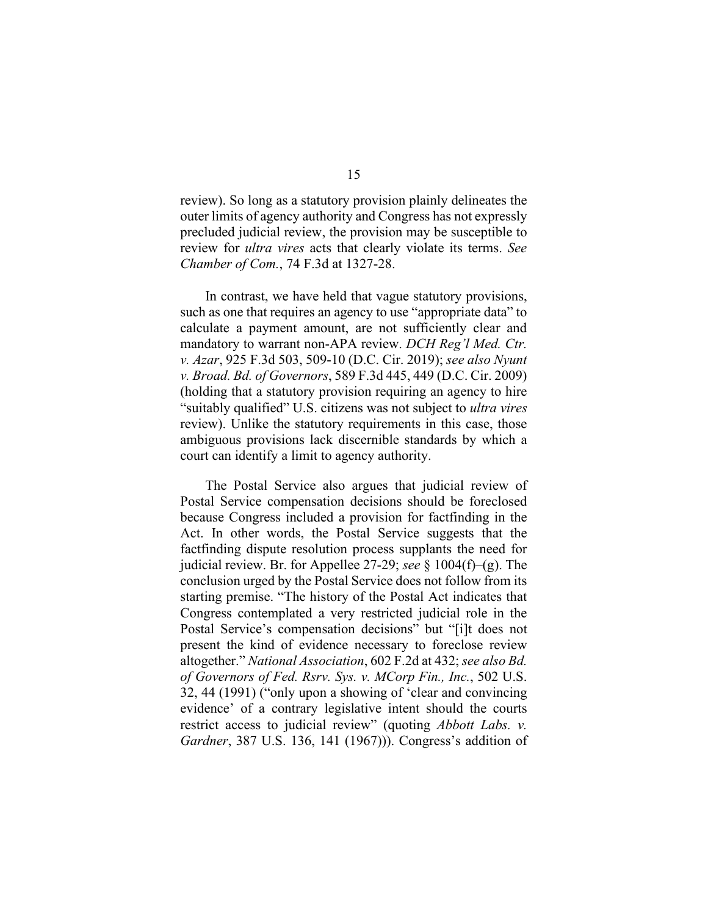review). So long as a statutory provision plainly delineates the outer limits of agency authority and Congress has not expressly precluded judicial review, the provision may be susceptible to review for *ultra vires* acts that clearly violate its terms. *See Chamber of Com.*, 74 F.3d at 1327-28.

In contrast, we have held that vague statutory provisions, such as one that requires an agency to use "appropriate data" to calculate a payment amount, are not sufficiently clear and mandatory to warrant non-APA review. *DCH Reg'l Med. Ctr. v. Azar*, 925 F.3d 503, 509-10 (D.C. Cir. 2019); *see also Nyunt v. Broad. Bd. of Governors*, 589 F.3d 445, 449 (D.C. Cir. 2009) (holding that a statutory provision requiring an agency to hire "suitably qualified" U.S. citizens was not subject to *ultra vires* review). Unlike the statutory requirements in this case, those ambiguous provisions lack discernible standards by which a court can identify a limit to agency authority.

The Postal Service also argues that judicial review of Postal Service compensation decisions should be foreclosed because Congress included a provision for factfinding in the Act. In other words, the Postal Service suggests that the factfinding dispute resolution process supplants the need for judicial review. Br. for Appellee 27-29; *see* § 1004(f)–(g). The conclusion urged by the Postal Service does not follow from its starting premise. "The history of the Postal Act indicates that Congress contemplated a very restricted judicial role in the Postal Service's compensation decisions" but "[i]t does not present the kind of evidence necessary to foreclose review altogether." *National Association*, 602 F.2d at 432; *see also Bd. of Governors of Fed. Rsrv. Sys. v. MCorp Fin., Inc.*, 502 U.S. 32, 44 (1991) ("only upon a showing of 'clear and convincing evidence' of a contrary legislative intent should the courts restrict access to judicial review" (quoting *Abbott Labs. v. Gardner*, 387 U.S. 136, 141 (1967))). Congress's addition of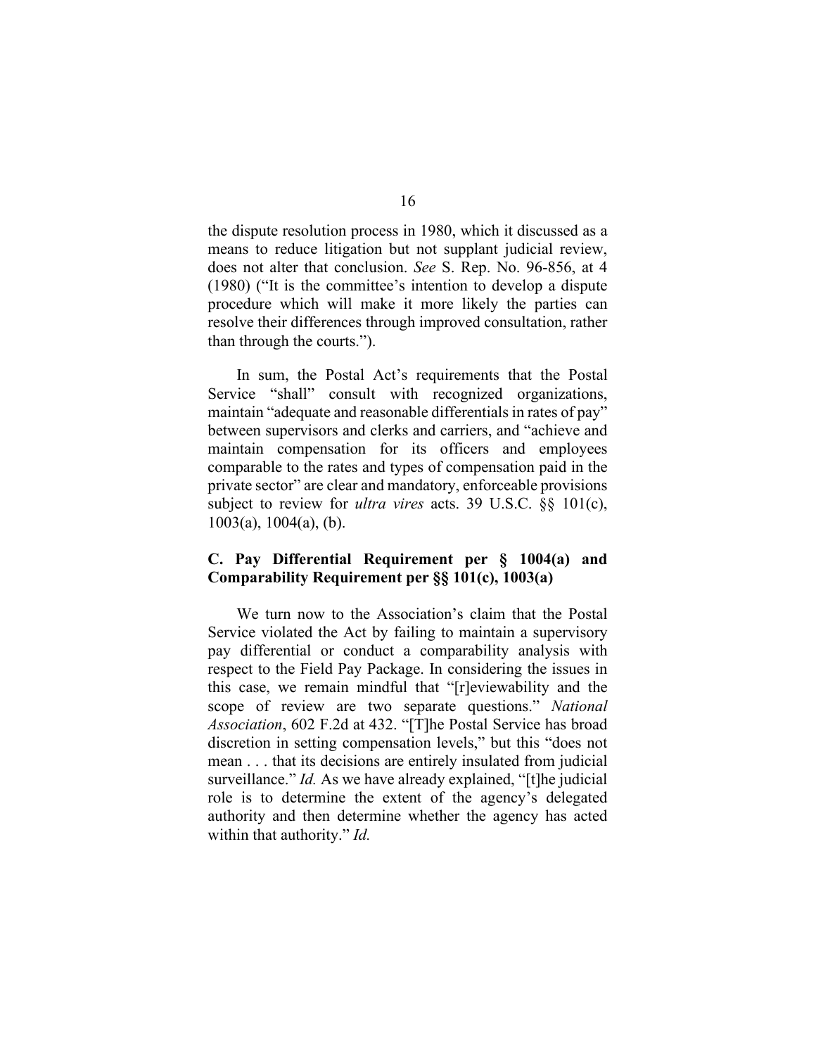the dispute resolution process in 1980, which it discussed as a means to reduce litigation but not supplant judicial review, does not alter that conclusion. *See* S. Rep. No. 96-856, at 4 (1980) ("It is the committee's intention to develop a dispute procedure which will make it more likely the parties can resolve their differences through improved consultation, rather than through the courts.").

In sum, the Postal Act's requirements that the Postal Service "shall" consult with recognized organizations, maintain "adequate and reasonable differentials in rates of pay" between supervisors and clerks and carriers, and "achieve and maintain compensation for its officers and employees comparable to the rates and types of compensation paid in the private sector" are clear and mandatory, enforceable provisions subject to review for *ultra vires* acts. 39 U.S.C. §§ 101(c), 1003(a), 1004(a), (b).

### C. Pay Differential Requirement per § 1004(a) and Comparability Requirement per §§ 101(c), 1003(a)

We turn now to the Association's claim that the Postal Service violated the Act by failing to maintain a supervisory pay differential or conduct a comparability analysis with respect to the Field Pay Package. In considering the issues in this case, we remain mindful that "[r]eviewability and the scope of review are two separate questions." *National Association*, 602 F.2d at 432. "[T]he Postal Service has broad discretion in setting compensation levels," but this "does not mean . . . that its decisions are entirely insulated from judicial surveillance." *Id.* As we have already explained, "[t]he judicial role is to determine the extent of the agency's delegated authority and then determine whether the agency has acted within that authority." *Id.*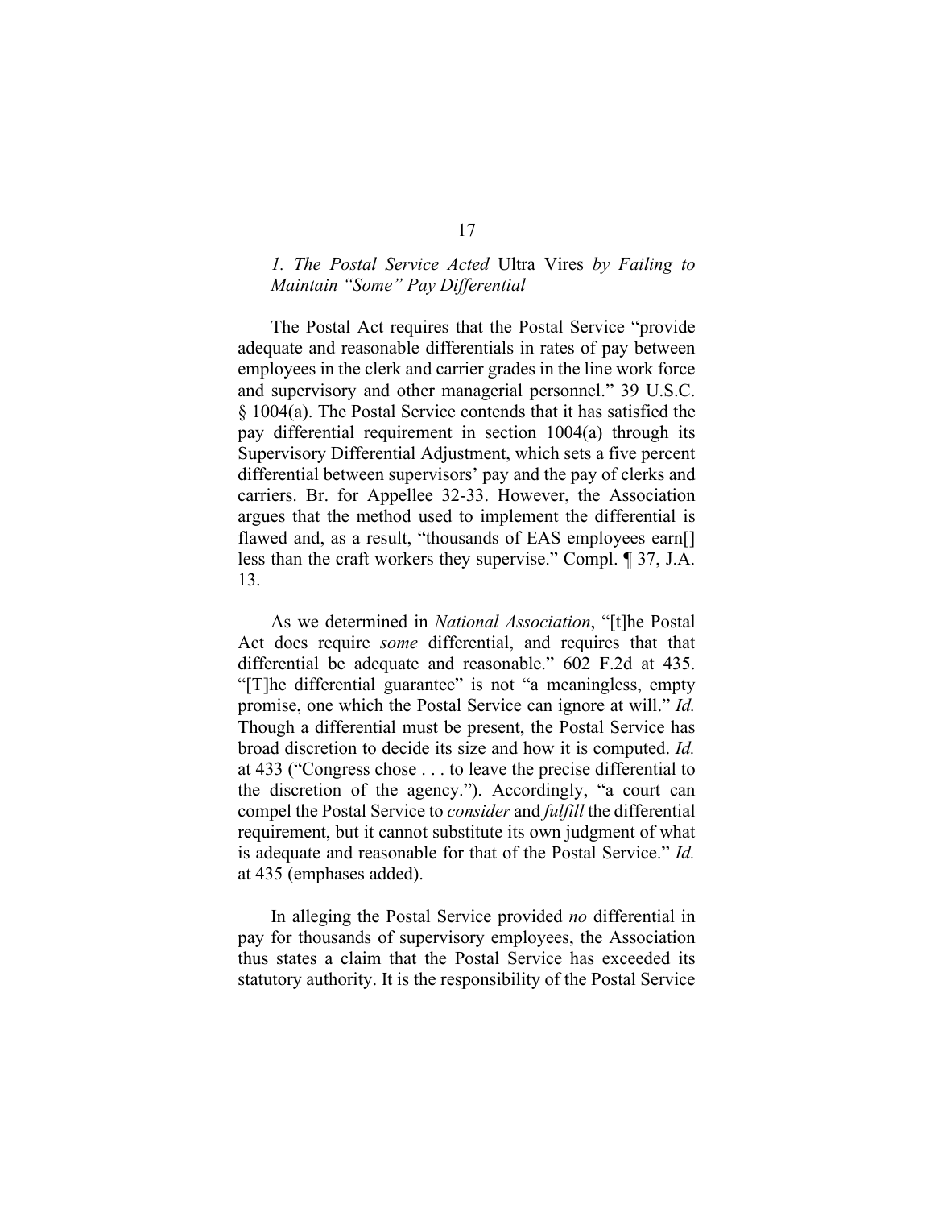### *1. The Postal Service Acted* Ultra Vires *by Failing to Maintain "Some" Pay Differential*

The Postal Act requires that the Postal Service "provide adequate and reasonable differentials in rates of pay between employees in the clerk and carrier grades in the line work force and supervisory and other managerial personnel." 39 U.S.C. § 1004(a). The Postal Service contends that it has satisfied the pay differential requirement in section 1004(a) through its Supervisory Differential Adjustment, which sets a five percent differential between supervisors' pay and the pay of clerks and carriers. Br. for Appellee 32-33. However, the Association argues that the method used to implement the differential is flawed and, as a result, "thousands of EAS employees earn[] less than the craft workers they supervise." Compl. ¶ 37, J.A. 13.

As we determined in *National Association*, "[t]he Postal Act does require *some* differential, and requires that that differential be adequate and reasonable." 602 F.2d at 435. "[T]he differential guarantee" is not "a meaningless, empty promise, one which the Postal Service can ignore at will." *Id.* Though a differential must be present, the Postal Service has broad discretion to decide its size and how it is computed. *Id.* at 433 ("Congress chose . . . to leave the precise differential to the discretion of the agency."). Accordingly, "a court can compel the Postal Service to *consider* and *fulfill* the differential requirement, but it cannot substitute its own judgment of what is adequate and reasonable for that of the Postal Service." *Id.* at 435 (emphases added).

In alleging the Postal Service provided *no* differential in pay for thousands of supervisory employees, the Association thus states a claim that the Postal Service has exceeded its statutory authority. It is the responsibility of the Postal Service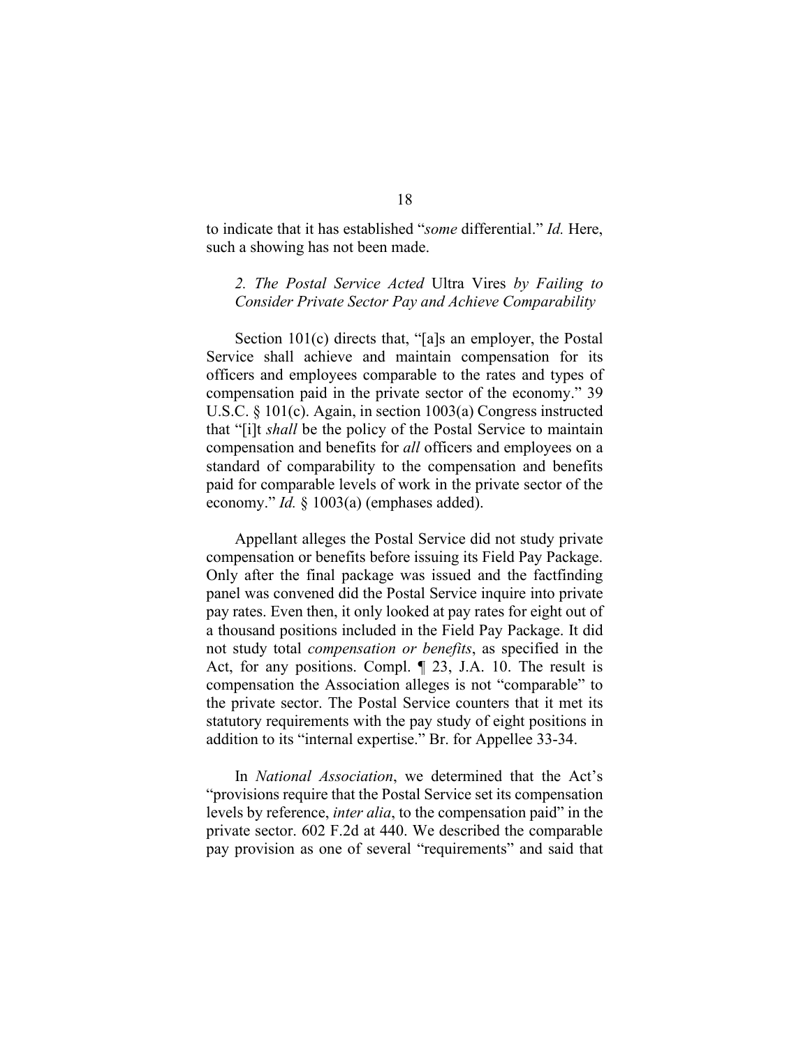to indicate that it has established "*some* differential." *Id.* Here, such a showing has not been made.

### *2. The Postal Service Acted* Ultra Vires *by Failing to Consider Private Sector Pay and Achieve Comparability*

Section 101(c) directs that, "[a]s an employer, the Postal Service shall achieve and maintain compensation for its officers and employees comparable to the rates and types of compensation paid in the private sector of the economy." 39 U.S.C. § 101(c). Again, in section 1003(a) Congress instructed that "[i]t *shall* be the policy of the Postal Service to maintain compensation and benefits for *all* officers and employees on a standard of comparability to the compensation and benefits paid for comparable levels of work in the private sector of the economy." *Id.* § 1003(a) (emphases added).

Appellant alleges the Postal Service did not study private compensation or benefits before issuing its Field Pay Package. Only after the final package was issued and the factfinding panel was convened did the Postal Service inquire into private pay rates. Even then, it only looked at pay rates for eight out of a thousand positions included in the Field Pay Package. It did not study total *compensation or benefits*, as specified in the Act, for any positions. Compl. ¶ 23, J.A. 10. The result is compensation the Association alleges is not "comparable" to the private sector. The Postal Service counters that it met its statutory requirements with the pay study of eight positions in addition to its "internal expertise." Br. for Appellee 33-34.

In *National Association*, we determined that the Act's "provisions require that the Postal Service set its compensation levels by reference, *inter alia*, to the compensation paid" in the private sector. 602 F.2d at 440. We described the comparable pay provision as one of several "requirements" and said that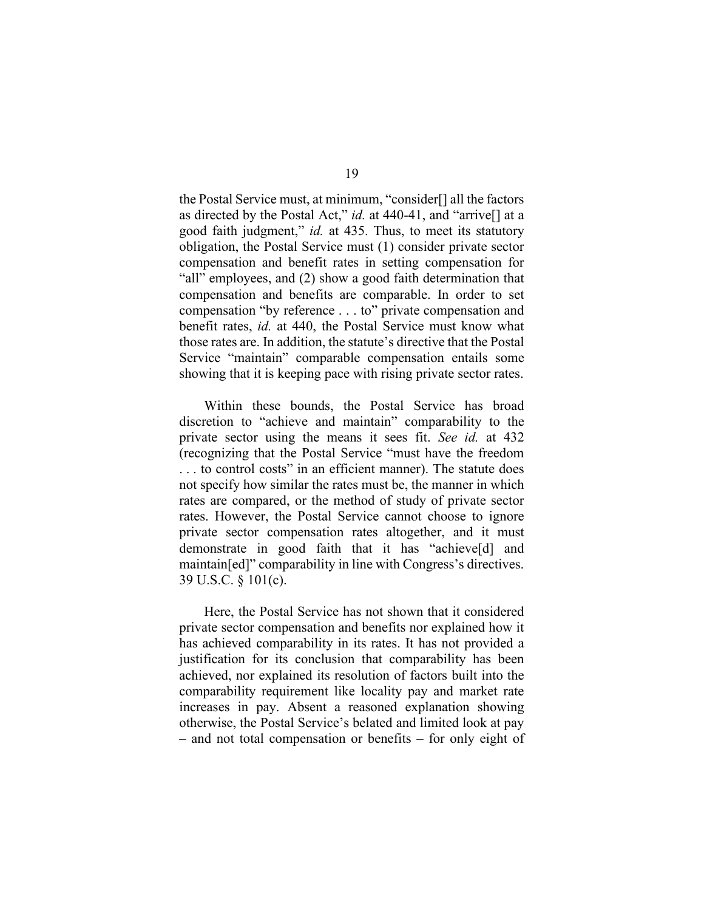the Postal Service must, at minimum, "consider[] all the factors as directed by the Postal Act," *id.* at 440-41, and "arrive[] at a good faith judgment," *id.* at 435. Thus, to meet its statutory obligation, the Postal Service must (1) consider private sector compensation and benefit rates in setting compensation for "all" employees, and (2) show a good faith determination that compensation and benefits are comparable. In order to set compensation "by reference . . . to" private compensation and benefit rates, *id.* at 440, the Postal Service must know what those rates are. In addition, the statute's directive that the Postal Service "maintain" comparable compensation entails some showing that it is keeping pace with rising private sector rates.

Within these bounds, the Postal Service has broad discretion to "achieve and maintain" comparability to the private sector using the means it sees fit. *See id.* at 432 (recognizing that the Postal Service "must have the freedom . . . to control costs" in an efficient manner). The statute does not specify how similar the rates must be, the manner in which rates are compared, or the method of study of private sector rates. However, the Postal Service cannot choose to ignore private sector compensation rates altogether, and it must demonstrate in good faith that it has "achieve[d] and maintain[ed]" comparability in line with Congress's directives. 39 U.S.C. § 101(c).

Here, the Postal Service has not shown that it considered private sector compensation and benefits nor explained how it has achieved comparability in its rates. It has not provided a justification for its conclusion that comparability has been achieved, nor explained its resolution of factors built into the comparability requirement like locality pay and market rate increases in pay. Absent a reasoned explanation showing otherwise, the Postal Service's belated and limited look at pay – and not total compensation or benefits – for only eight of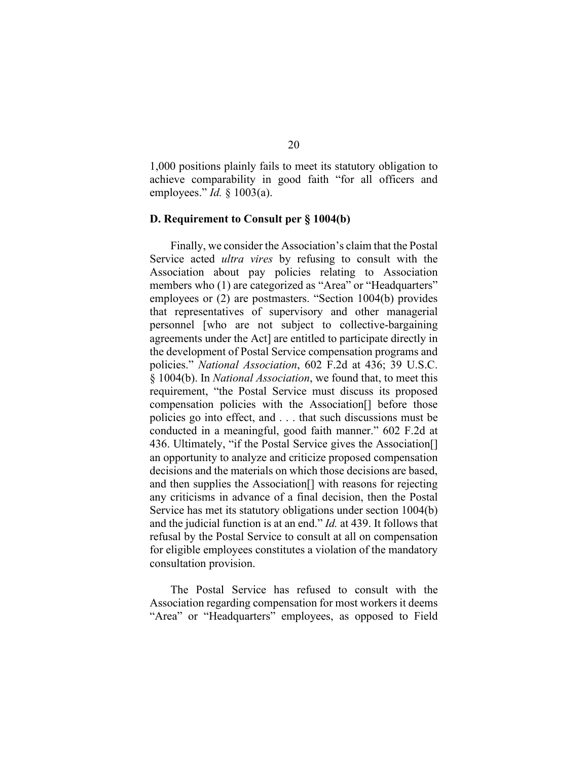1,000 positions plainly fails to meet its statutory obligation to achieve comparability in good faith "for all officers and employees." *Id.* § 1003(a).

### D. Requirement to Consult per § 1004(b)

Finally, we consider the Association's claim that the Postal Service acted *ultra vires* by refusing to consult with the Association about pay policies relating to Association members who (1) are categorized as "Area" or "Headquarters" employees or (2) are postmasters. "Section 1004(b) provides that representatives of supervisory and other managerial personnel [who are not subject to collective-bargaining agreements under the Act] are entitled to participate directly in the development of Postal Service compensation programs and policies." *National Association*, 602 F.2d at 436; 39 U.S.C. § 1004(b). In *National Association*, we found that, to meet this requirement, "the Postal Service must discuss its proposed compensation policies with the Association[] before those policies go into effect, and . . . that such discussions must be conducted in a meaningful, good faith manner." 602 F.2d at 436. Ultimately, "if the Postal Service gives the Association[] an opportunity to analyze and criticize proposed compensation decisions and the materials on which those decisions are based, and then supplies the Association[] with reasons for rejecting any criticisms in advance of a final decision, then the Postal Service has met its statutory obligations under section 1004(b) and the judicial function is at an end." *Id.* at 439. It follows that refusal by the Postal Service to consult at all on compensation for eligible employees constitutes a violation of the mandatory consultation provision.

The Postal Service has refused to consult with the Association regarding compensation for most workers it deems "Area" or "Headquarters" employees, as opposed to Field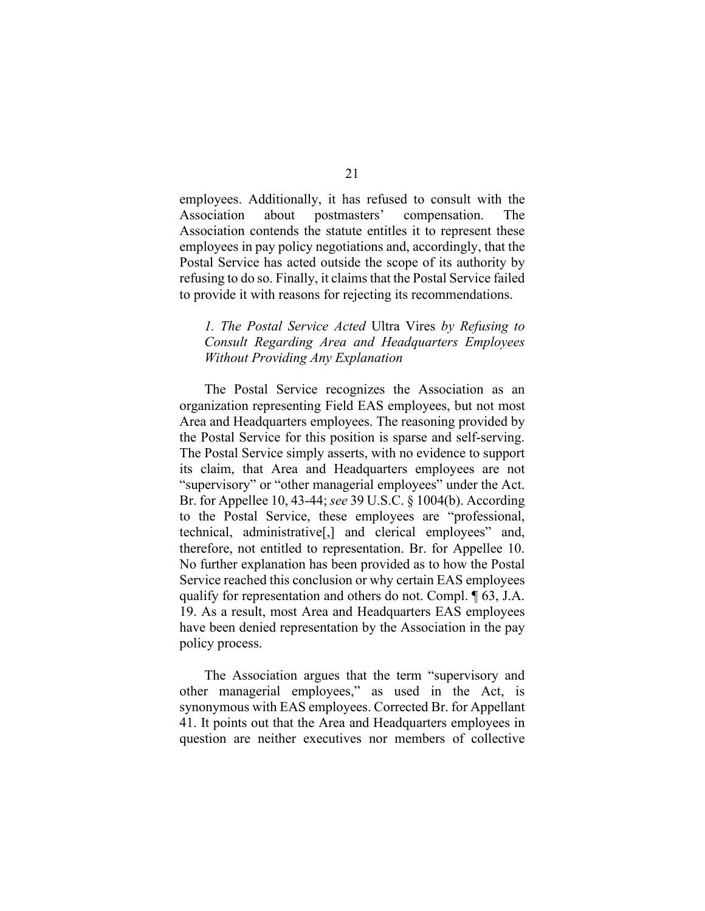employees. Additionally, it has refused to consult with the Association about postmasters' compensation. The Association contends the statute entitles it to represent these employees in pay policy negotiations and, accordingly, that the Postal Service has acted outside the scope of its authority by refusing to do so. Finally, it claims that the Postal Service failed to provide it with reasons for rejecting its recommendations.

*1. The Postal Service Acted* Ultra Vires *by Refusing to Consult Regarding Area and Headquarters Employees Without Providing Any Explanation*

The Postal Service recognizes the Association as an organization representing Field EAS employees, but not most Area and Headquarters employees. The reasoning provided by the Postal Service for this position is sparse and self-serving. The Postal Service simply asserts, with no evidence to support its claim, that Area and Headquarters employees are not "supervisory" or "other managerial employees" under the Act. Br. for Appellee 10, 43-44; *see* 39 U.S.C. § 1004(b). According to the Postal Service, these employees are "professional, technical, administrative[,] and clerical employees" and, therefore, not entitled to representation. Br. for Appellee 10. No further explanation has been provided as to how the Postal Service reached this conclusion or why certain EAS employees qualify for representation and others do not. Compl. ¶ 63, J.A. 19. As a result, most Area and Headquarters EAS employees have been denied representation by the Association in the pay policy process.

The Association argues that the term "supervisory and other managerial employees," as used in the Act, is synonymous with EAS employees. Corrected Br. for Appellant 41. It points out that the Area and Headquarters employees in question are neither executives nor members of collective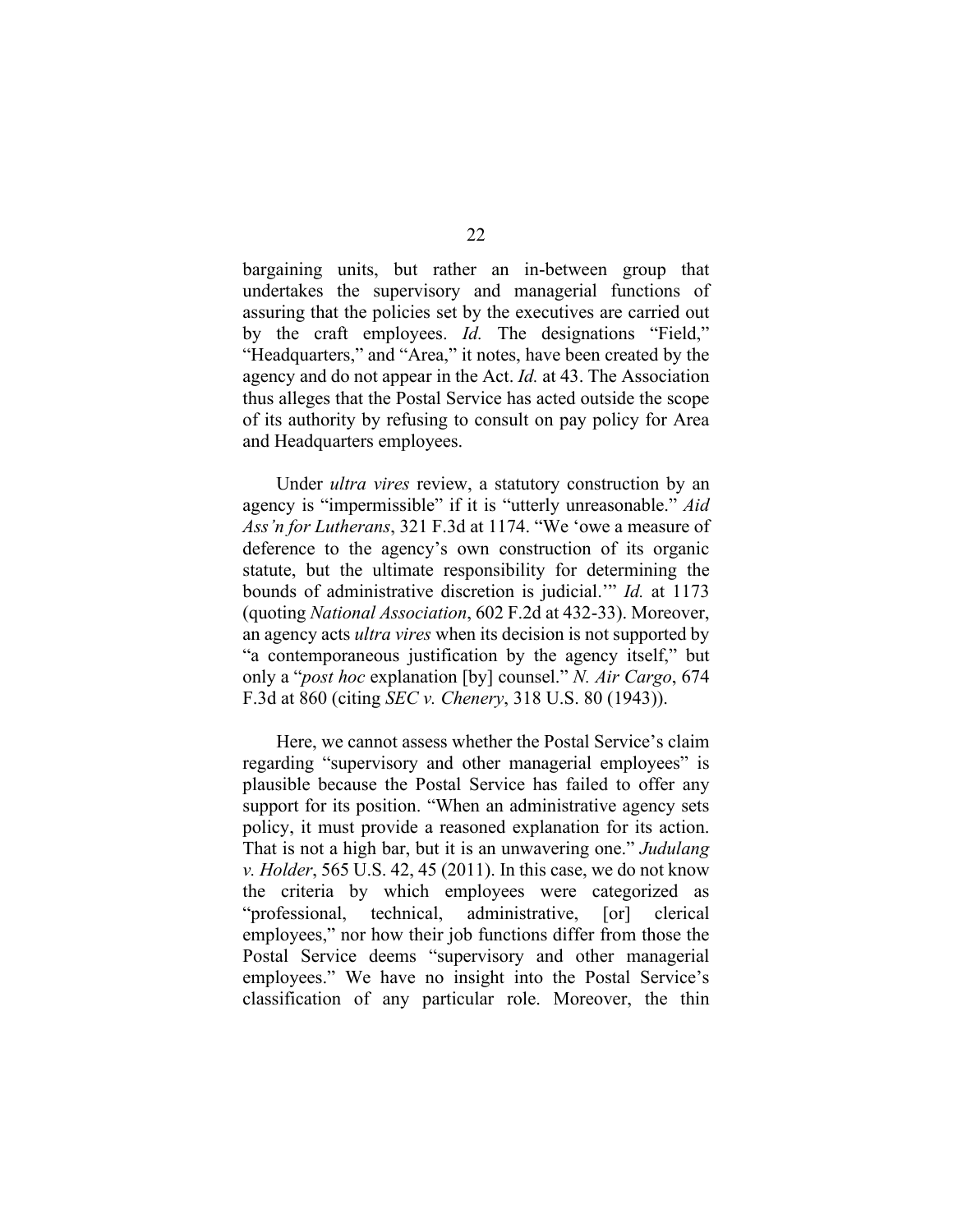bargaining units, but rather an in-between group that undertakes the supervisory and managerial functions of assuring that the policies set by the executives are carried out by the craft employees. *Id.* The designations "Field," "Headquarters," and "Area," it notes, have been created by the agency and do not appear in the Act. *Id.* at 43. The Association thus alleges that the Postal Service has acted outside the scope of its authority by refusing to consult on pay policy for Area and Headquarters employees.

Under *ultra vires* review, a statutory construction by an agency is "impermissible" if it is "utterly unreasonable." *Aid Ass'n for Lutherans*, 321 F.3d at 1174. "We 'owe a measure of deference to the agency's own construction of its organic statute, but the ultimate responsibility for determining the bounds of administrative discretion is judicial.'" *Id.* at 1173 (quoting *National Association*, 602 F.2d at 432-33). Moreover, an agency acts *ultra vires* when its decision is not supported by "a contemporaneous justification by the agency itself," but only a "*post hoc* explanation [by] counsel." *N. Air Cargo*, 674 F.3d at 860 (citing *SEC v. Chenery*, 318 U.S. 80 (1943)).

Here, we cannot assess whether the Postal Service's claim regarding "supervisory and other managerial employees" is plausible because the Postal Service has failed to offer any support for its position. "When an administrative agency sets policy, it must provide a reasoned explanation for its action. That is not a high bar, but it is an unwavering one." *Judulang v. Holder*, 565 U.S. 42, 45 (2011). In this case, we do not know the criteria by which employees were categorized as "professional, technical, administrative, [or] clerical employees," nor how their job functions differ from those the Postal Service deems "supervisory and other managerial employees." We have no insight into the Postal Service's classification of any particular role. Moreover, the thin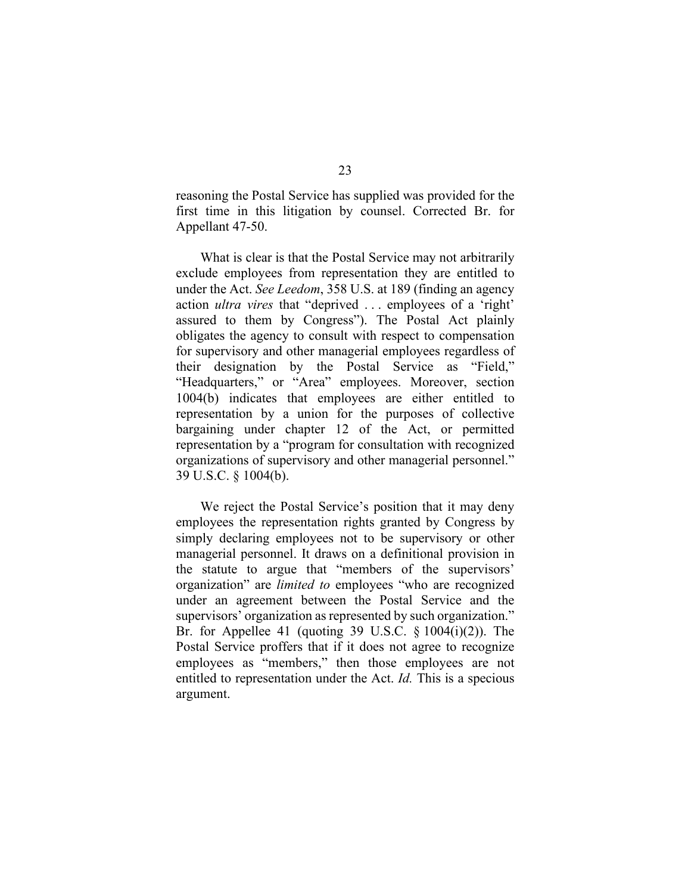reasoning the Postal Service has supplied was provided for the first time in this litigation by counsel. Corrected Br. for Appellant 47-50.

What is clear is that the Postal Service may not arbitrarily exclude employees from representation they are entitled to under the Act. *See Leedom*, 358 U.S. at 189 (finding an agency action *ultra vires* that "deprived . . . employees of a 'right' assured to them by Congress"). The Postal Act plainly obligates the agency to consult with respect to compensation for supervisory and other managerial employees regardless of their designation by the Postal Service as "Field," "Headquarters," or "Area" employees. Moreover, section 1004(b) indicates that employees are either entitled to representation by a union for the purposes of collective bargaining under chapter 12 of the Act, or permitted representation by a "program for consultation with recognized organizations of supervisory and other managerial personnel." 39 U.S.C. § 1004(b).

We reject the Postal Service's position that it may deny employees the representation rights granted by Congress by simply declaring employees not to be supervisory or other managerial personnel. It draws on a definitional provision in the statute to argue that "members of the supervisors' organization" are *limited to* employees "who are recognized under an agreement between the Postal Service and the supervisors' organization as represented by such organization." Br. for Appellee 41 (quoting 39 U.S.C. § 1004(i)(2)). The Postal Service proffers that if it does not agree to recognize employees as "members," then those employees are not entitled to representation under the Act. *Id.* This is a specious argument.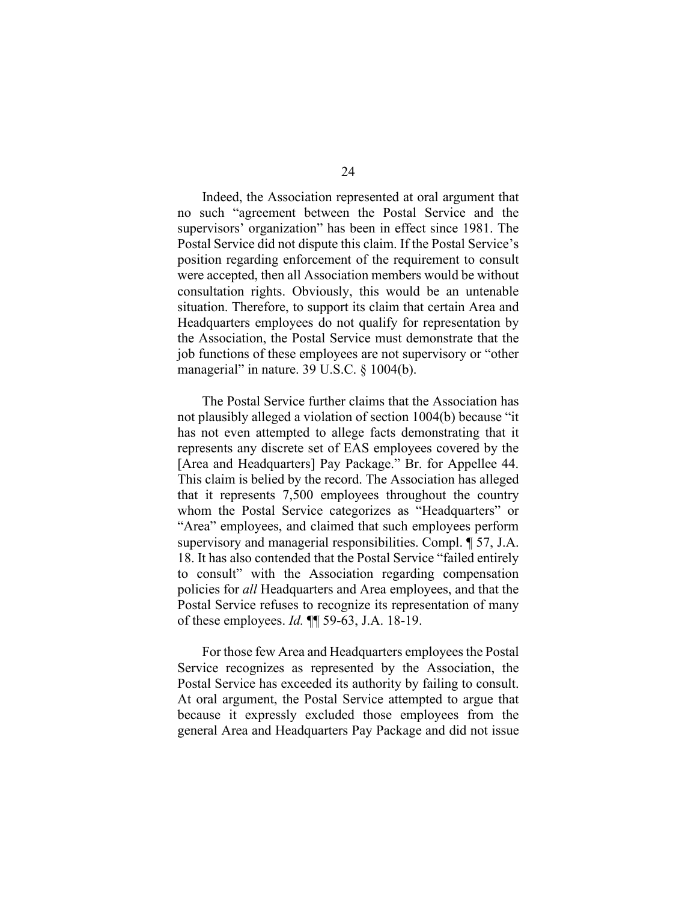Indeed, the Association represented at oral argument that no such "agreement between the Postal Service and the supervisors' organization" has been in effect since 1981. The Postal Service did not dispute this claim. If the Postal Service's position regarding enforcement of the requirement to consult were accepted, then all Association members would be without consultation rights. Obviously, this would be an untenable situation. Therefore, to support its claim that certain Area and Headquarters employees do not qualify for representation by the Association, the Postal Service must demonstrate that the job functions of these employees are not supervisory or "other managerial" in nature. 39 U.S.C. § 1004(b).

The Postal Service further claims that the Association has not plausibly alleged a violation of section 1004(b) because "it has not even attempted to allege facts demonstrating that it represents any discrete set of EAS employees covered by the [Area and Headquarters] Pay Package." Br. for Appellee 44. This claim is belied by the record. The Association has alleged that it represents 7,500 employees throughout the country whom the Postal Service categorizes as "Headquarters" or "Area" employees, and claimed that such employees perform supervisory and managerial responsibilities. Compl. ¶ 57, J.A. 18. It has also contended that the Postal Service "failed entirely to consult" with the Association regarding compensation policies for *all* Headquarters and Area employees, and that the Postal Service refuses to recognize its representation of many of these employees. *Id.* ¶¶ 59-63, J.A. 18-19.

For those few Area and Headquarters employees the Postal Service recognizes as represented by the Association, the Postal Service has exceeded its authority by failing to consult. At oral argument, the Postal Service attempted to argue that because it expressly excluded those employees from the general Area and Headquarters Pay Package and did not issue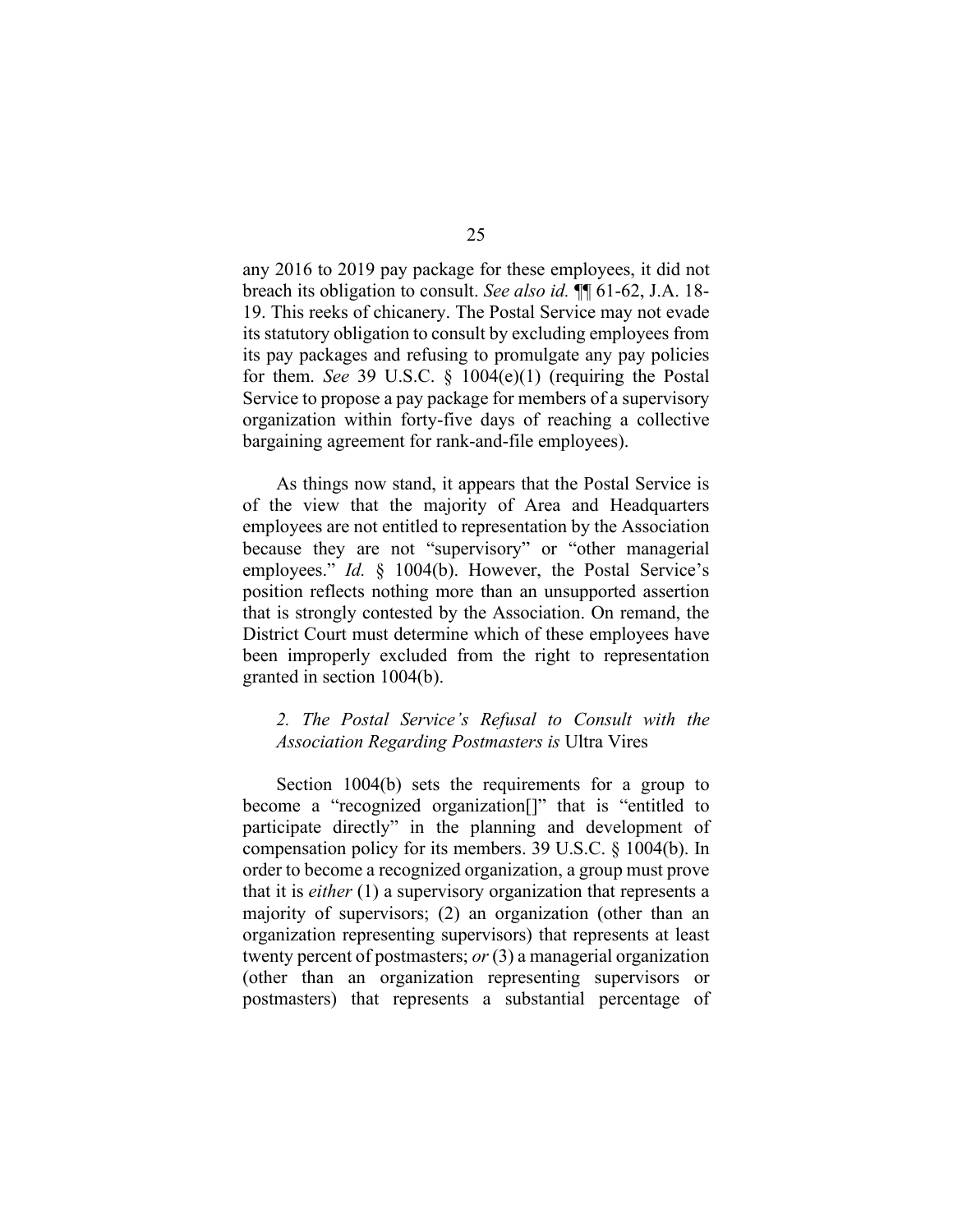any 2016 to 2019 pay package for these employees, it did not breach its obligation to consult. *See also id.* ¶¶ 61-62, J.A. 18-19. This reeks of chicanery. The Postal Service may not evade its statutory obligation to consult by excluding employees from its pay packages and refusing to promulgate any pay policies for them. *See* 39 U.S.C. § 1004(e)(1) (requiring the Postal Service to propose a pay package for members of a supervisory organization within forty-five days of reaching a collective bargaining agreement for rank-and-file employees).

As things now stand, it appears that the Postal Service is of the view that the majority of Area and Headquarters employees are not entitled to representation by the Association because they are not "supervisory" or "other managerial employees." *Id.* § 1004(b). However, the Postal Service's position reflects nothing more than an unsupported assertion that is strongly contested by the Association. On remand, the District Court must determine which of these employees have been improperly excluded from the right to representation granted in section 1004(b).

### *2. The Postal Service's Refusal to Consult with the Association Regarding Postmasters is* Ultra Vires

Section 1004(b) sets the requirements for a group to become a "recognized organization[]" that is "entitled to participate directly" in the planning and development of compensation policy for its members. 39 U.S.C. § 1004(b). In order to become a recognized organization, a group must prove that it is *either* (1) a supervisory organization that represents a majority of supervisors; (2) an organization (other than an organization representing supervisors) that represents at least twenty percent of postmasters; *or* (3) a managerial organization (other than an organization representing supervisors or postmasters) that represents a substantial percentage of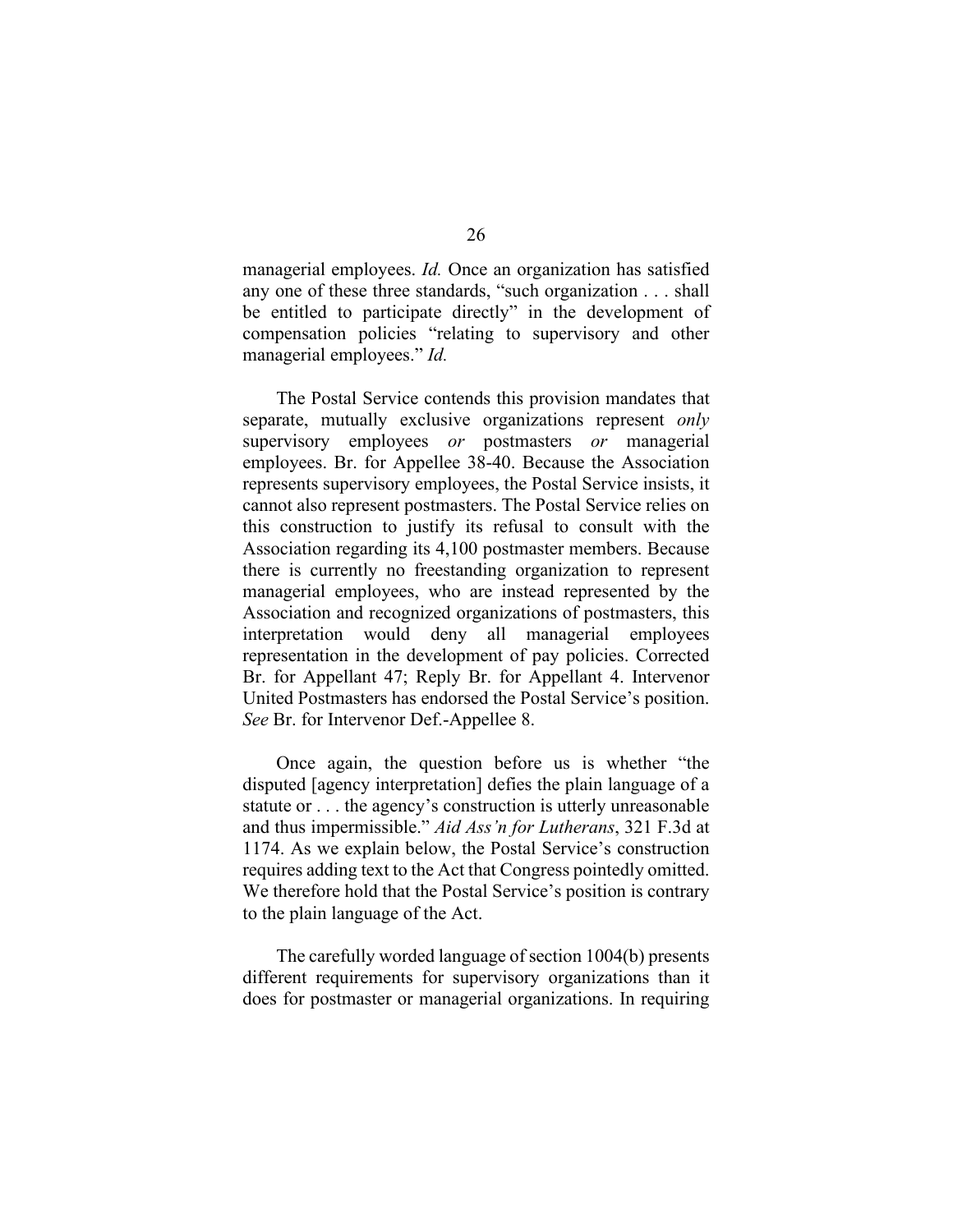managerial employees. *Id.* Once an organization has satisfied any one of these three standards, "such organization . . . shall be entitled to participate directly" in the development of compensation policies "relating to supervisory and other managerial employees." *Id.*

The Postal Service contends this provision mandates that separate, mutually exclusive organizations represent *only* supervisory employees *or* postmasters *or* managerial employees. Br. for Appellee 38-40. Because the Association represents supervisory employees, the Postal Service insists, it cannot also represent postmasters. The Postal Service relies on this construction to justify its refusal to consult with the Association regarding its 4,100 postmaster members. Because there is currently no freestanding organization to represent managerial employees, who are instead represented by the Association and recognized organizations of postmasters, this interpretation would deny all managerial employees representation in the development of pay policies. Corrected Br. for Appellant 47; Reply Br. for Appellant 4. Intervenor United Postmasters has endorsed the Postal Service's position. *See* Br. for Intervenor Def.-Appellee 8.

Once again, the question before us is whether "the disputed [agency interpretation] defies the plain language of a statute or . . . the agency's construction is utterly unreasonable and thus impermissible." *Aid Ass'n for Lutherans*, 321 F.3d at 1174. As we explain below, the Postal Service's construction requires adding text to the Act that Congress pointedly omitted. We therefore hold that the Postal Service's position is contrary to the plain language of the Act.

The carefully worded language of section 1004(b) presents different requirements for supervisory organizations than it does for postmaster or managerial organizations. In requiring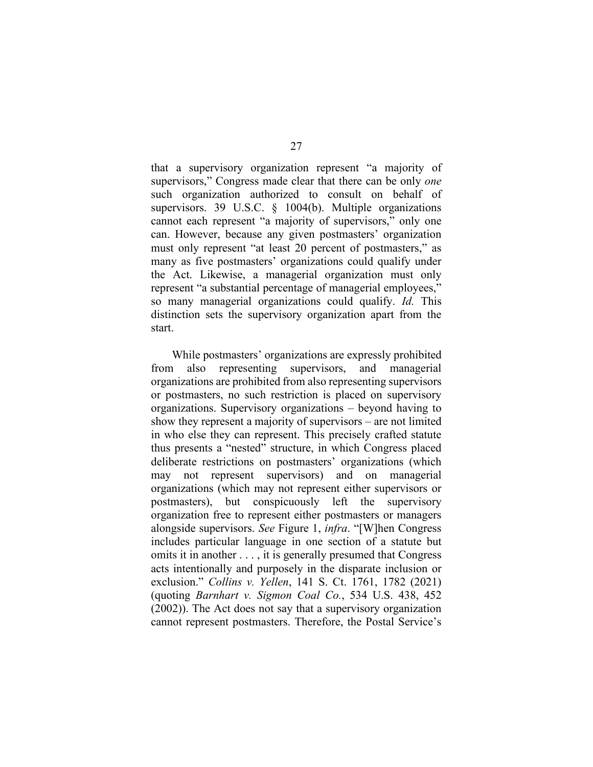that a supervisory organization represent "a majority of supervisors," Congress made clear that there can be only *one* such organization authorized to consult on behalf of supervisors. 39 U.S.C. § 1004(b). Multiple organizations cannot each represent "a majority of supervisors," only one can. However, because any given postmasters' organization must only represent "at least 20 percent of postmasters," as many as five postmasters' organizations could qualify under the Act. Likewise, a managerial organization must only represent "a substantial percentage of managerial employees," so many managerial organizations could qualify. *Id.* This distinction sets the supervisory organization apart from the start.

While postmasters' organizations are expressly prohibited from also representing supervisors, and managerial organizations are prohibited from also representing supervisors or postmasters, no such restriction is placed on supervisory organizations. Supervisory organizations – beyond having to show they represent a majority of supervisors – are not limited in who else they can represent. This precisely crafted statute thus presents a "nested" structure, in which Congress placed deliberate restrictions on postmasters' organizations (which may not represent supervisors) and on managerial organizations (which may not represent either supervisors or postmasters), but conspicuously left the supervisory organization free to represent either postmasters or managers alongside supervisors. *See* Figure 1, *infra*. "[W]hen Congress includes particular language in one section of a statute but omits it in another . . . , it is generally presumed that Congress acts intentionally and purposely in the disparate inclusion or exclusion." *Collins v. Yellen*, 141 S. Ct. 1761, 1782 (2021) (quoting *Barnhart v. Sigmon Coal Co.*, 534 U.S. 438, 452 (2002)). The Act does not say that a supervisory organization cannot represent postmasters. Therefore, the Postal Service's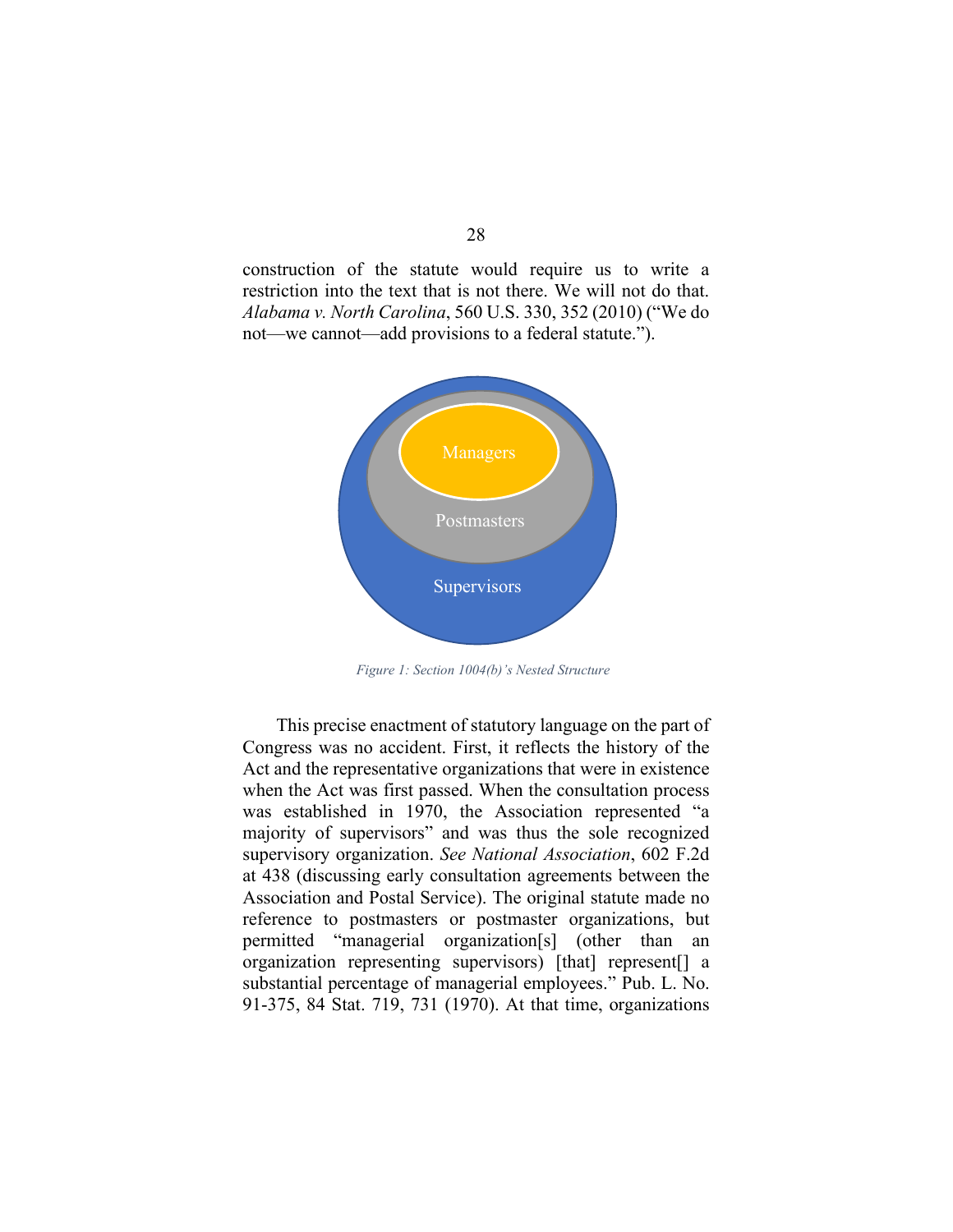construction of the statute would require us to write a restriction into the text that is not there. We will not do that. *Alabama v. North Carolina*, 560 U.S. 330, 352 (2010) ("We do not—we cannot—add provisions to a federal statute.").

Managers

Postmasters

Supervisors

*Figure 1: Section 1004(b)'s Nested Structure*

This precise enactment of statutory language on the part of Congress was no accident. First, it reflects the history of the Act and the representative organizations that were in existence when the Act was first passed. When the consultation process was established in 1970, the Association represented "a majority of supervisors" and was thus the sole recognized supervisory organization. *See National Association*, 602 F.2d at 438 (discussing early consultation agreements between the Association and Postal Service). The original statute made no reference to postmasters or postmaster organizations, but permitted "managerial organization[s] (other than an organization representing supervisors) [that] represent[] a substantial percentage of managerial employees." Pub. L. No. 91-375, 84 Stat. 719, 731 (1970). At that time, organizations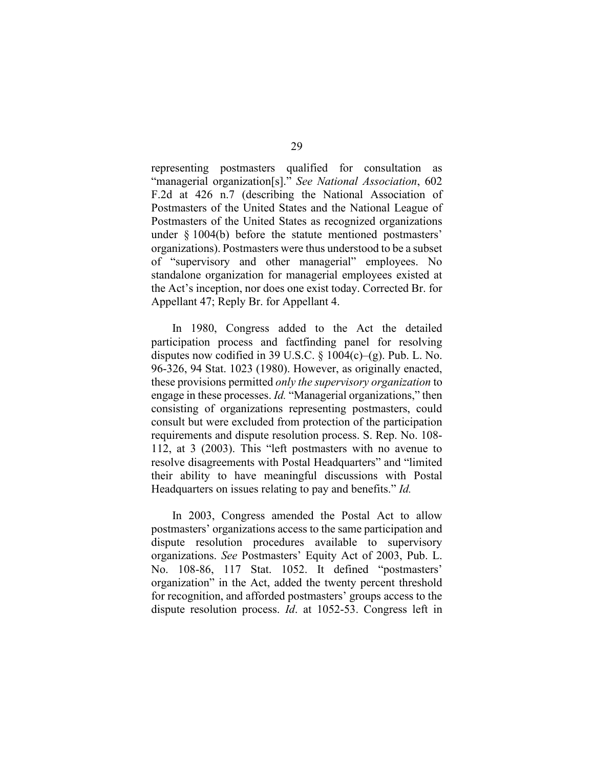representing postmasters qualified for consultation as "managerial organization[s]." *See National Association*, 602 F.2d at 426 n.7 (describing the National Association of Postmasters of the United States and the National League of Postmasters of the United States as recognized organizations under § 1004(b) before the statute mentioned postmasters' organizations). Postmasters were thus understood to be a subset of "supervisory and other managerial" employees. No standalone organization for managerial employees existed at the Act's inception, nor does one exist today. Corrected Br. for Appellant 47; Reply Br. for Appellant 4.

In 1980, Congress added to the Act the detailed participation process and factfinding panel for resolving disputes now codified in 39 U.S.C. § 1004(c)–(g). Pub. L. No. 96-326, 94 Stat. 1023 (1980). However, as originally enacted, these provisions permitted *only the supervisory organization* to engage in these processes. *Id.* "Managerial organizations," then consisting of organizations representing postmasters, could consult but were excluded from protection of the participation requirements and dispute resolution process. S. Rep. No. 108-112, at 3 (2003). This "left postmasters with no avenue to resolve disagreements with Postal Headquarters" and "limited their ability to have meaningful discussions with Postal Headquarters on issues relating to pay and benefits." *Id.*

In 2003, Congress amended the Postal Act to allow postmasters' organizations access to the same participation and dispute resolution procedures available to supervisory organizations. *See* Postmasters' Equity Act of 2003, Pub. L. No. 108-86, 117 Stat. 1052. It defined "postmasters' organization" in the Act, added the twenty percent threshold for recognition, and afforded postmasters' groups access to the dispute resolution process. *Id*. at 1052-53. Congress left in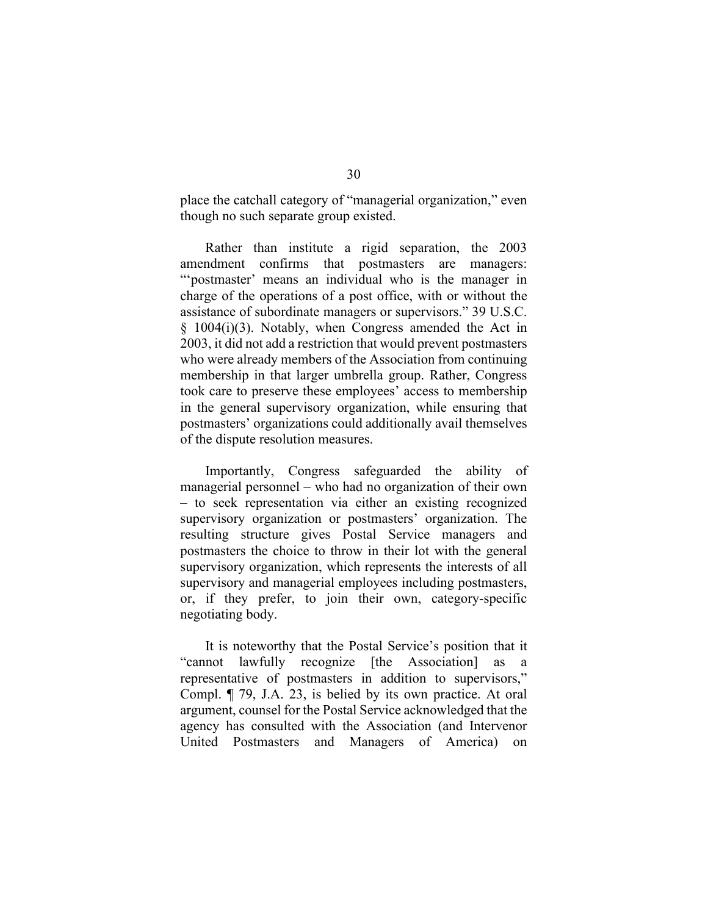place the catchall category of "managerial organization," even though no such separate group existed.

Rather than institute a rigid separation, the 2003 amendment confirms that postmasters are managers: "'postmaster' means an individual who is the manager in charge of the operations of a post office, with or without the assistance of subordinate managers or supervisors." 39 U.S.C. § 1004(i)(3). Notably, when Congress amended the Act in 2003, it did not add a restriction that would prevent postmasters who were already members of the Association from continuing membership in that larger umbrella group. Rather, Congress took care to preserve these employees' access to membership in the general supervisory organization, while ensuring that postmasters' organizations could additionally avail themselves of the dispute resolution measures.

Importantly, Congress safeguarded the ability of managerial personnel – who had no organization of their own – to seek representation via either an existing recognized supervisory organization or postmasters' organization. The resulting structure gives Postal Service managers and postmasters the choice to throw in their lot with the general supervisory organization, which represents the interests of all supervisory and managerial employees including postmasters, or, if they prefer, to join their own, category-specific negotiating body.

It is noteworthy that the Postal Service's position that it "cannot lawfully recognize [the Association] as a representative of postmasters in addition to supervisors," Compl. ¶ 79, J.A. 23, is belied by its own practice. At oral argument, counsel for the Postal Service acknowledged that the agency has consulted with the Association (and Intervenor United Postmasters and Managers of America) on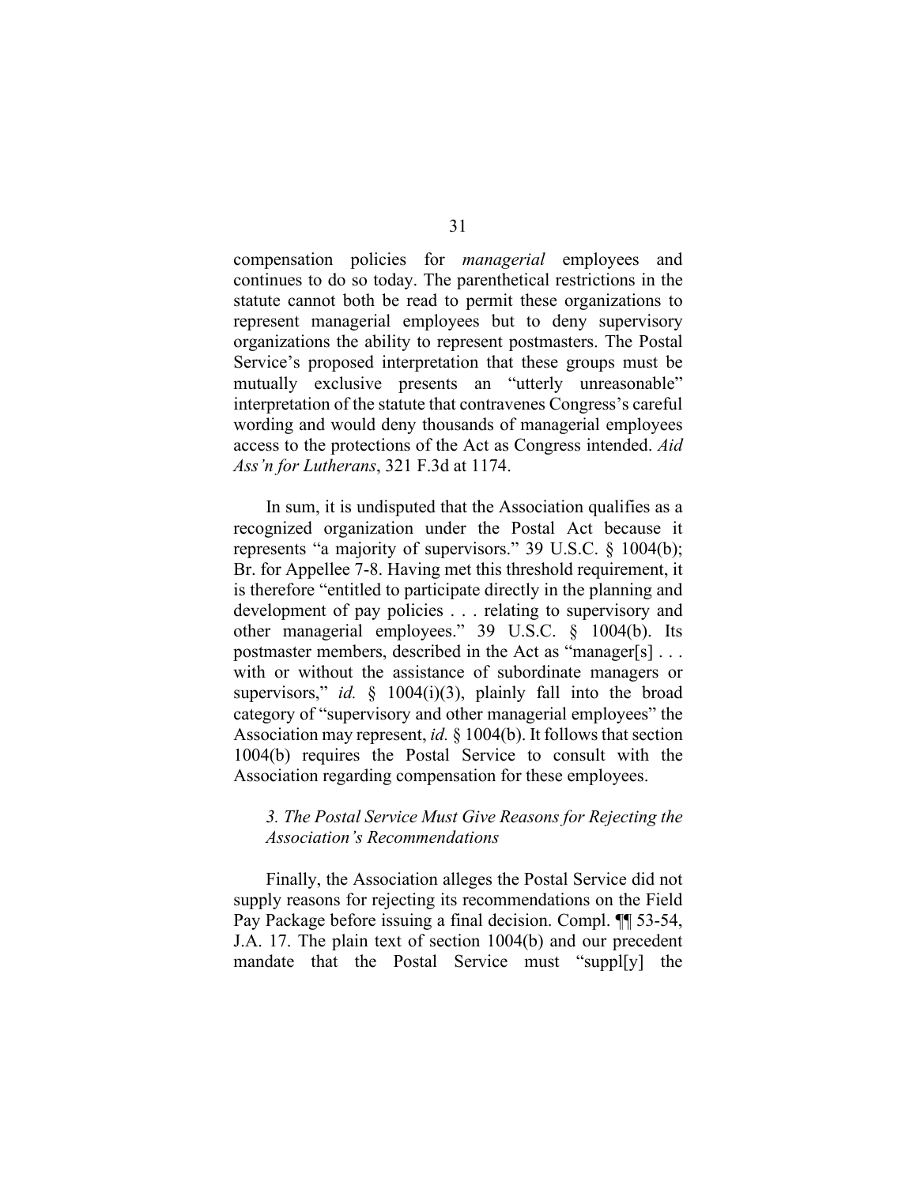compensation policies for *managerial* employees and continues to do so today. The parenthetical restrictions in the statute cannot both be read to permit these organizations to represent managerial employees but to deny supervisory organizations the ability to represent postmasters. The Postal Service's proposed interpretation that these groups must be mutually exclusive presents an "utterly unreasonable" interpretation of the statute that contravenes Congress's careful wording and would deny thousands of managerial employees access to the protections of the Act as Congress intended. *Aid Ass'n for Lutherans*, 321 F.3d at 1174.

In sum, it is undisputed that the Association qualifies as a recognized organization under the Postal Act because it represents "a majority of supervisors." 39 U.S.C. § 1004(b); Br. for Appellee 7-8. Having met this threshold requirement, it is therefore "entitled to participate directly in the planning and development of pay policies . . . relating to supervisory and other managerial employees." 39 U.S.C. § 1004(b). Its postmaster members, described in the Act as "manager[s] . . . with or without the assistance of subordinate managers or supervisors," *id.* § 1004(i)(3), plainly fall into the broad category of "supervisory and other managerial employees" the Association may represent, *id.* § 1004(b). It follows that section 1004(b) requires the Postal Service to consult with the Association regarding compensation for these employees.

*3. The Postal Service Must Give Reasons for Rejecting the Association's Recommendations*

Finally, the Association alleges the Postal Service did not supply reasons for rejecting its recommendations on the Field Pay Package before issuing a final decision. Compl. ¶¶ 53-54, J.A. 17. The plain text of section 1004(b) and our precedent mandate that the Postal Service must "suppl[y] the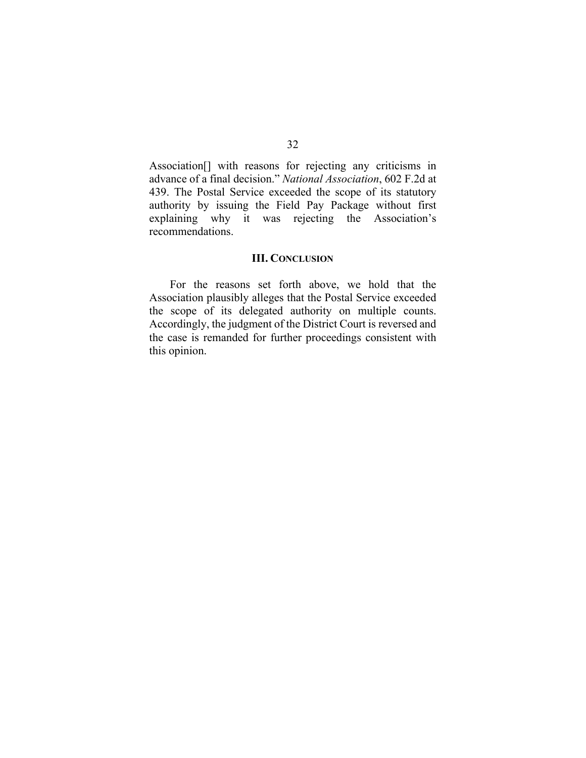Association[] with reasons for rejecting any criticisms in advance of a final decision." *National Association*, 602 F.2d at 439. The Postal Service exceeded the scope of its statutory authority by issuing the Field Pay Package without first explaining why it was rejecting the Association's recommendations.

## III. CONCLUSION

For the reasons set forth above, we hold that the Association plausibly alleges that the Postal Service exceeded the scope of its delegated authority on multiple counts. Accordingly, the judgment of the District Court is reversed and the case is remanded for further proceedings consistent with this opinion.